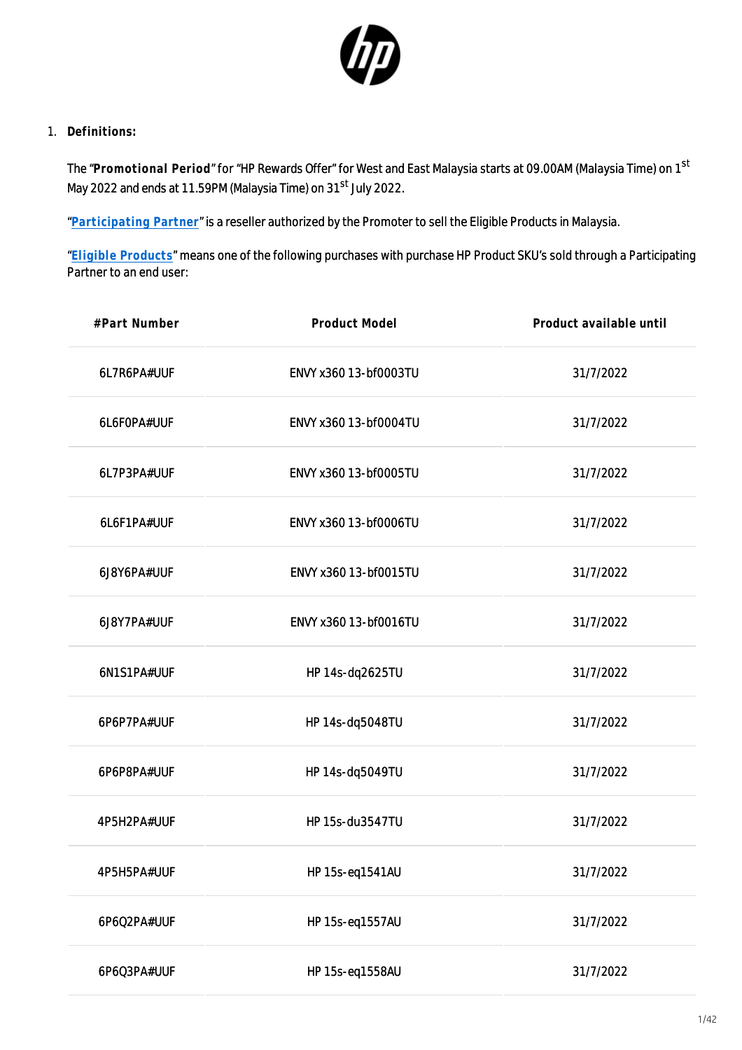1. **Definitions:**

   The "**Promotional Period**" for "HP Rewards Offer" for West and East Malaysia starts at 09.00AM (Malaysia Time) on 1st May 2022 and ends at 11.59PM (Malaysia Time) on 31st July 2022.

   "**Participating Partner**" is a reseller authorized by the Promoter to sell the Eligible Products in Malaysia.

   "**Eligible Products**" means one of the following purchases with purchase HP Product SKU's sold through a Participating Partner to an end user:

| #Part Number | Product Model | Product available until |
|---|---|---|
| 6L7R6PA#UUF | ENVY x360 13-bf0003TU | 31/7/2022 |
| 6L6F0PA#UUF | ENVY x360 13-bf0004TU | 31/7/2022 |
| 6L7P3PA#UUF | ENVY x360 13-bf0005TU | 31/7/2022 |
| 6L6F1PA#UUF | ENVY x360 13-bf0006TU | 31/7/2022 |
| 6J8Y6PA#UUF | ENVY x360 13-bf0015TU | 31/7/2022 |
| 6J8Y7PA#UUF | ENVY x360 13-bf0016TU | 31/7/2022 |
| 6N1S1PA#UUF | HP 14s-dq2625TU | 31/7/2022 |
| 6P6P7PA#UUF | HP 14s-dq5048TU | 31/7/2022 |
| 6P6P8PA#UUF | HP 14s-dq5049TU | 31/7/2022 |
| 4P5H2PA#UUF | HP 15s-du3547TU | 31/7/2022 |
| 4P5H5PA#UUF | HP 15s-eq1541AU | 31/7/2022 |
| 6P6Q2PA#UUF | HP 15s-eq1557AU | 31/7/2022 |
| 6P6Q3PA#UUF | HP 15s-eq1558AU | 31/7/2022 |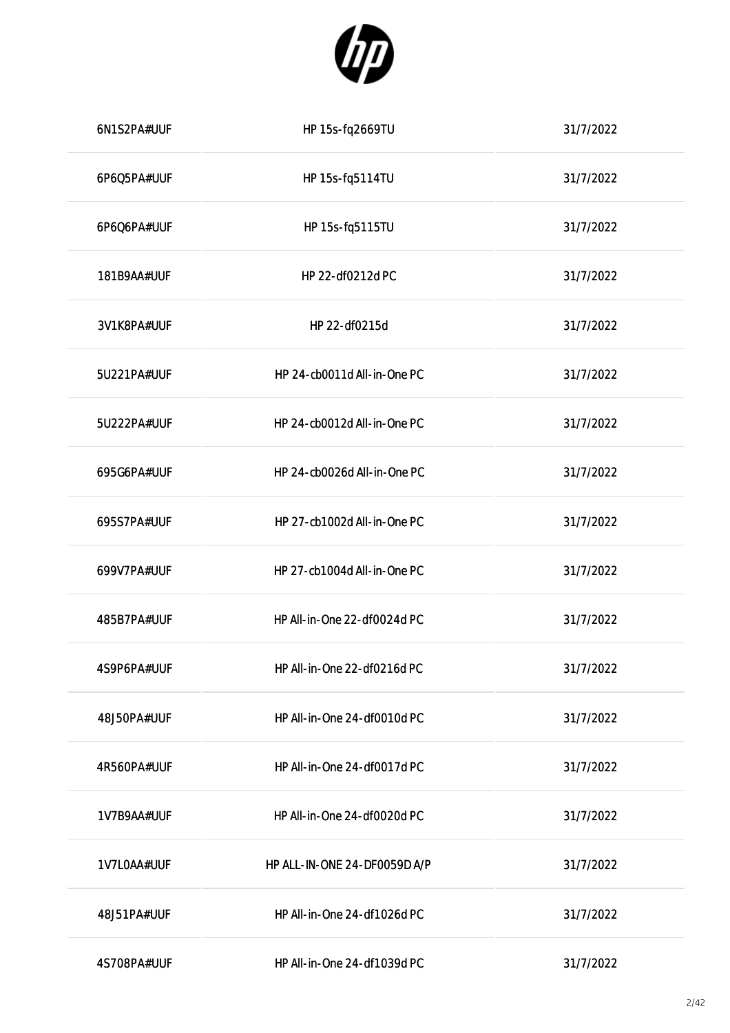| | | |
|---|---|---|
| 6N1S2PA#UUF | HP 15s-fq2669TU | 31/7/2022 |
| 6P6Q5PA#UUF | HP 15s-fq5114TU | 31/7/2022 |
| 6P6Q6PA#UUF | HP 15s-fq5115TU | 31/7/2022 |
| 181B9AA#UUF | HP 22-df0212d PC | 31/7/2022 |
| 3V1K8PA#UUF | HP 22-df0215d | 31/7/2022 |
| 5U221PA#UUF | HP 24-cb0011d All-in-One PC | 31/7/2022 |
| 5U222PA#UUF | HP 24-cb0012d All-in-One PC | 31/7/2022 |
| 695G6PA#UUF | HP 24-cb0026d All-in-One PC | 31/7/2022 |
| 695S7PA#UUF | HP 27-cb1002d All-in-One PC | 31/7/2022 |
| 699V7PA#UUF | HP 27-cb1004d All-in-One PC | 31/7/2022 |
| 485B7PA#UUF | HP All-in-One 22-df0024d PC | 31/7/2022 |
| 4S9P6PA#UUF | HP All-in-One 22-df0216d PC | 31/7/2022 |
| 48J50PA#UUF | HP All-in-One 24-df0010d PC | 31/7/2022 |
| 4R560PA#UUF | HP All-in-One 24-df0017d PC | 31/7/2022 |
| 1V7B9AA#UUF | HP All-in-One 24-df0020d PC | 31/7/2022 |
| 1V7L0AA#UUF | HP ALL-IN-ONE 24-DF0059D A/P | 31/7/2022 |
| 48J51PA#UUF | HP All-in-One 24-df1026d PC | 31/7/2022 |
| 4S708PA#UUF | HP All-in-One 24-df1039d PC | 31/7/2022 |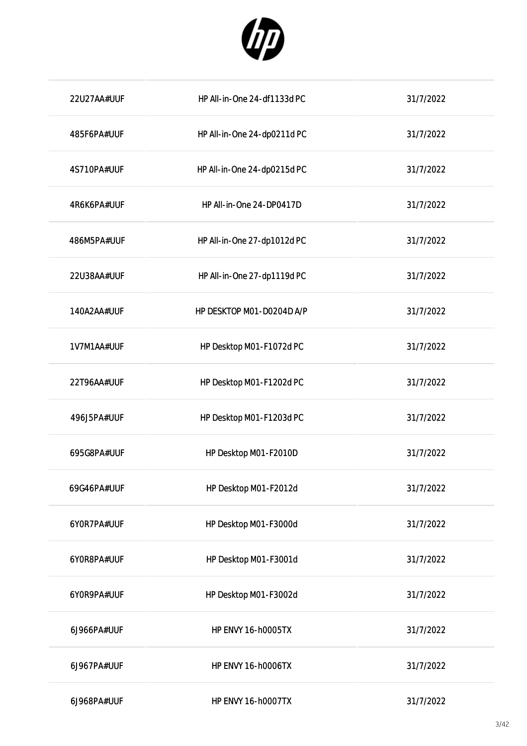| | | |
|---|---|---|
| 22U27AA#UUF | HP All-in-One 24-df1133d PC | 31/7/2022 |
| 485F6PA#UUF | HP All-in-One 24-dp0211d PC | 31/7/2022 |
| 4S710PA#UUF | HP All-in-One 24-dp0215d PC | 31/7/2022 |
| 4R6K6PA#UUF | HP All-in-One 24-DP0417D | 31/7/2022 |
| 486M5PA#UUF | HP All-in-One 27-dp1012d PC | 31/7/2022 |
| 22U38AA#UUF | HP All-in-One 27-dp1119d PC | 31/7/2022 |
| 140A2AA#UUF | HP DESKTOP M01-D0204D A/P | 31/7/2022 |
| 1V7M1AA#UUF | HP Desktop M01-F1072d PC | 31/7/2022 |
| 22T96AA#UUF | HP Desktop M01-F1202d PC | 31/7/2022 |
| 496J5PA#UUF | HP Desktop M01-F1203d PC | 31/7/2022 |
| 695G8PA#UUF | HP Desktop M01-F2010D | 31/7/2022 |
| 69G46PA#UUF | HP Desktop M01-F2012d | 31/7/2022 |
| 6Y0R7PA#UUF | HP Desktop M01-F3000d | 31/7/2022 |
| 6Y0R8PA#UUF | HP Desktop M01-F3001d | 31/7/2022 |
| 6Y0R9PA#UUF | HP Desktop M01-F3002d | 31/7/2022 |
| 6J966PA#UUF | HP ENVY 16-h0005TX | 31/7/2022 |
| 6J967PA#UUF | HP ENVY 16-h0006TX | 31/7/2022 |
| 6J968PA#UUF | HP ENVY 16-h0007TX | 31/7/2022 |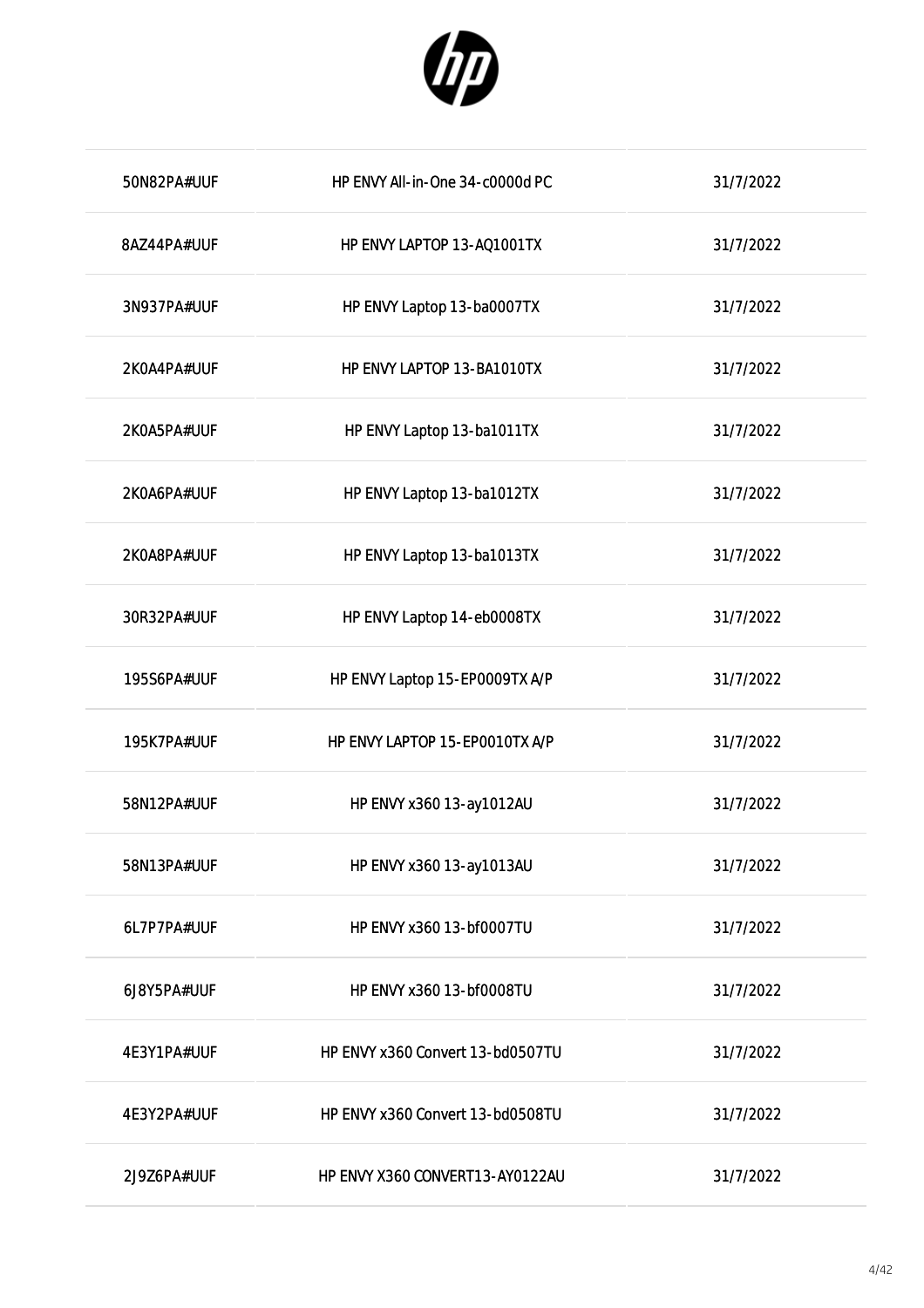| | | |
|---|---|---|
| 50N82PA#UUF | HP ENVY All-in-One 34-c0000d PC | 31/7/2022 |
| 8AZ44PA#UUF | HP ENVY LAPTOP 13-AQ1001TX | 31/7/2022 |
| 3N937PA#UUF | HP ENVY Laptop 13-ba0007TX | 31/7/2022 |
| 2K0A4PA#UUF | HP ENVY LAPTOP 13-BA1010TX | 31/7/2022 |
| 2K0A5PA#UUF | HP ENVY Laptop 13-ba1011TX | 31/7/2022 |
| 2K0A6PA#UUF | HP ENVY Laptop 13-ba1012TX | 31/7/2022 |
| 2K0A8PA#UUF | HP ENVY Laptop 13-ba1013TX | 31/7/2022 |
| 30R32PA#UUF | HP ENVY Laptop 14-eb0008TX | 31/7/2022 |
| 195S6PA#UUF | HP ENVY Laptop 15-EP0009TX A/P | 31/7/2022 |
| 195K7PA#UUF | HP ENVY LAPTOP 15-EP0010TX A/P | 31/7/2022 |
| 58N12PA#UUF | HP ENVY x360 13-ay1012AU | 31/7/2022 |
| 58N13PA#UUF | HP ENVY x360 13-ay1013AU | 31/7/2022 |
| 6L7P7PA#UUF | HP ENVY x360 13-bf0007TU | 31/7/2022 |
| 6J8Y5PA#UUF | HP ENVY x360 13-bf0008TU | 31/7/2022 |
| 4E3Y1PA#UUF | HP ENVY x360 Convert 13-bd0507TU | 31/7/2022 |
| 4E3Y2PA#UUF | HP ENVY x360 Convert 13-bd0508TU | 31/7/2022 |
| 2J9Z6PA#UUF | HP ENVY X360 CONVERT13-AY0122AU | 31/7/2022 |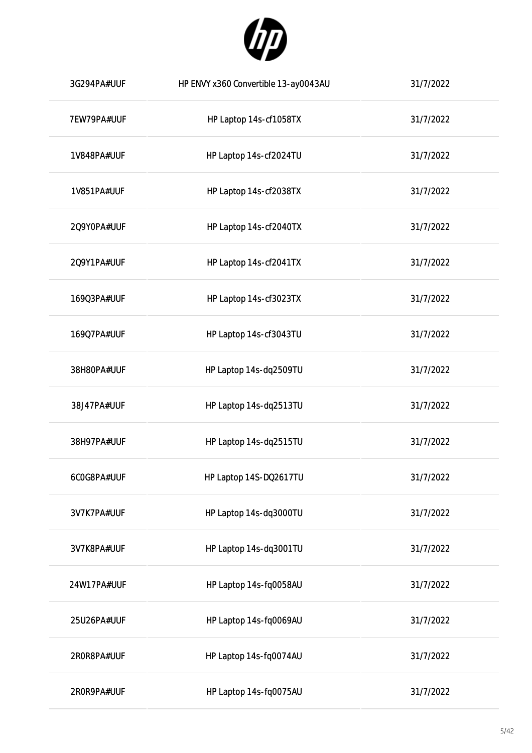| | | |
|---|---|---|
| 3G294PA#UUF | HP ENVY x360 Convertible 13-ay0043AU | 31/7/2022 |
| 7EW79PA#UUF | HP Laptop 14s-cf1058TX | 31/7/2022 |
| 1V848PA#UUF | HP Laptop 14s-cf2024TU | 31/7/2022 |
| 1V851PA#UUF | HP Laptop 14s-cf2038TX | 31/7/2022 |
| 2Q9Y0PA#UUF | HP Laptop 14s-cf2040TX | 31/7/2022 |
| 2Q9Y1PA#UUF | HP Laptop 14s-cf2041TX | 31/7/2022 |
| 169Q3PA#UUF | HP Laptop 14s-cf3023TX | 31/7/2022 |
| 169Q7PA#UUF | HP Laptop 14s-cf3043TU | 31/7/2022 |
| 38H80PA#UUF | HP Laptop 14s-dq2509TU | 31/7/2022 |
| 38J47PA#UUF | HP Laptop 14s-dq2513TU | 31/7/2022 |
| 38H97PA#UUF | HP Laptop 14s-dq2515TU | 31/7/2022 |
| 6C0G8PA#UUF | HP Laptop 14S-DQ2617TU | 31/7/2022 |
| 3V7K7PA#UUF | HP Laptop 14s-dq3000TU | 31/7/2022 |
| 3V7K8PA#UUF | HP Laptop 14s-dq3001TU | 31/7/2022 |
| 24W17PA#UUF | HP Laptop 14s-fq0058AU | 31/7/2022 |
| 25U26PA#UUF | HP Laptop 14s-fq0069AU | 31/7/2022 |
| 2R0R8PA#UUF | HP Laptop 14s-fq0074AU | 31/7/2022 |
| 2R0R9PA#UUF | HP Laptop 14s-fq0075AU | 31/7/2022 |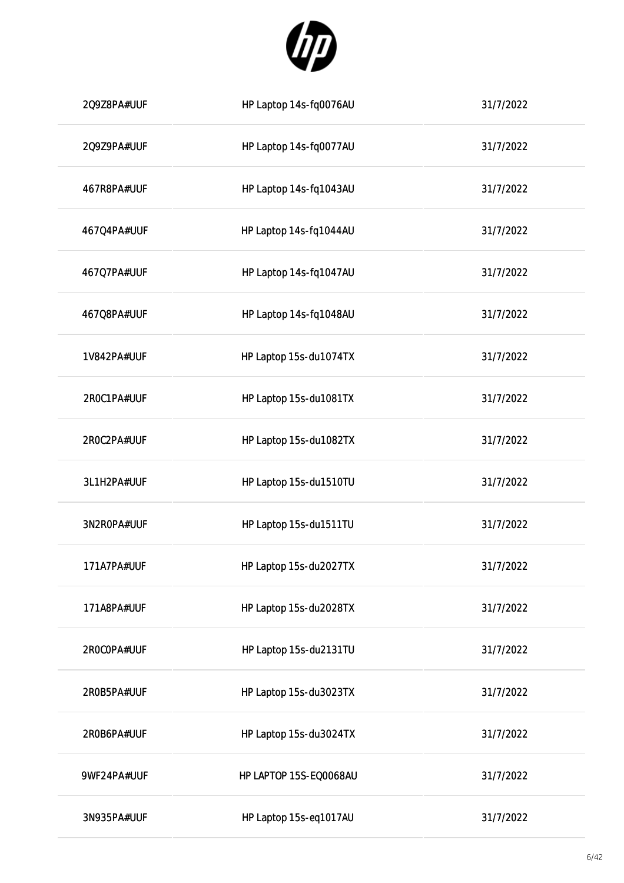| | | |
|---|---|---|
| 2Q9Z8PA#UUF | HP Laptop 14s-fq0076AU | 31/7/2022 |
| 2Q9Z9PA#UUF | HP Laptop 14s-fq0077AU | 31/7/2022 |
| 467R8PA#UUF | HP Laptop 14s-fq1043AU | 31/7/2022 |
| 467Q4PA#UUF | HP Laptop 14s-fq1044AU | 31/7/2022 |
| 467Q7PA#UUF | HP Laptop 14s-fq1047AU | 31/7/2022 |
| 467Q8PA#UUF | HP Laptop 14s-fq1048AU | 31/7/2022 |
| 1V842PA#UUF | HP Laptop 15s-du1074TX | 31/7/2022 |
| 2R0C1PA#UUF | HP Laptop 15s-du1081TX | 31/7/2022 |
| 2R0C2PA#UUF | HP Laptop 15s-du1082TX | 31/7/2022 |
| 3L1H2PA#UUF | HP Laptop 15s-du1510TU | 31/7/2022 |
| 3N2R0PA#UUF | HP Laptop 15s-du1511TU | 31/7/2022 |
| 171A7PA#UUF | HP Laptop 15s-du2027TX | 31/7/2022 |
| 171A8PA#UUF | HP Laptop 15s-du2028TX | 31/7/2022 |
| 2R0C0PA#UUF | HP Laptop 15s-du2131TU | 31/7/2022 |
| 2R0B5PA#UUF | HP Laptop 15s-du3023TX | 31/7/2022 |
| 2R0B6PA#UUF | HP Laptop 15s-du3024TX | 31/7/2022 |
| 9WF24PA#UUF | HP LAPTOP 15S-EQ0068AU | 31/7/2022 |
| 3N935PA#UUF | HP Laptop 15s-eq1017AU | 31/7/2022 |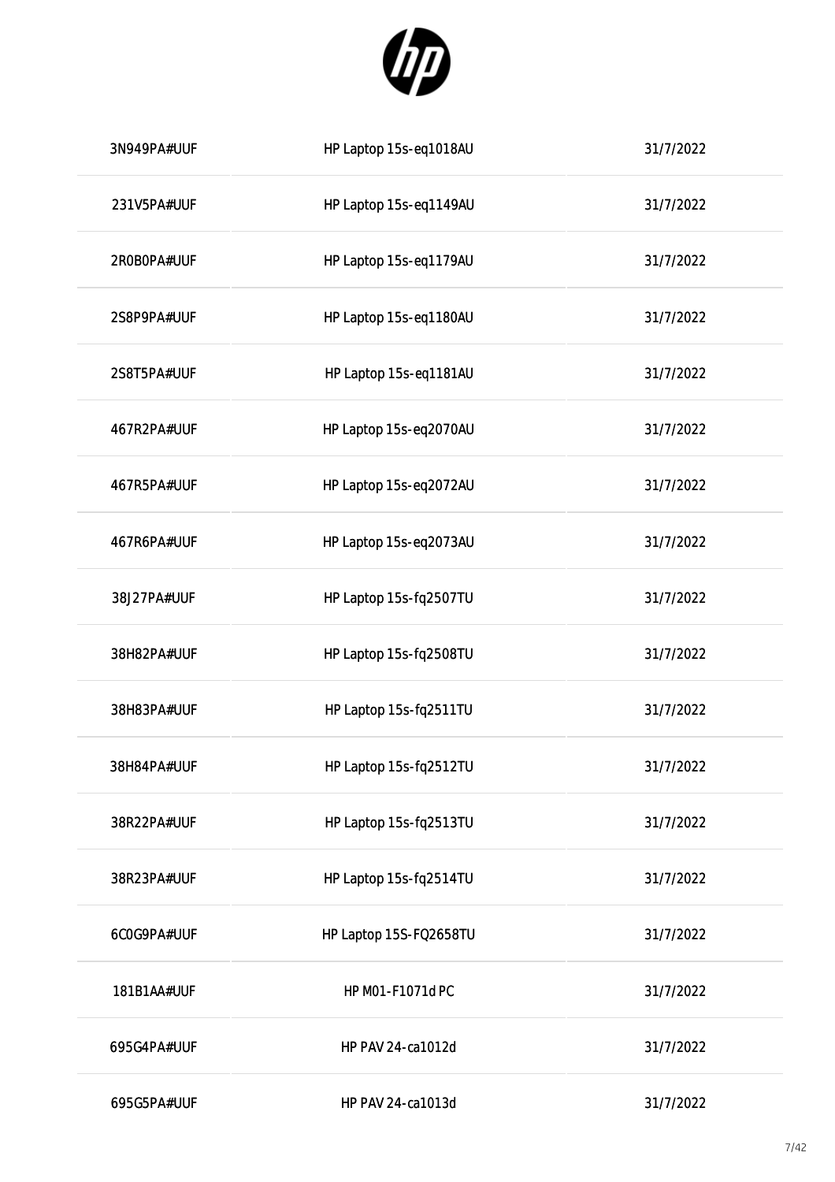| | | |
|---|---|---|
| 3N949PA#UUF | HP Laptop 15s-eq1018AU | 31/7/2022 |
| 231V5PA#UUF | HP Laptop 15s-eq1149AU | 31/7/2022 |
| 2R0B0PA#UUF | HP Laptop 15s-eq1179AU | 31/7/2022 |
| 2S8P9PA#UUF | HP Laptop 15s-eq1180AU | 31/7/2022 |
| 2S8T5PA#UUF | HP Laptop 15s-eq1181AU | 31/7/2022 |
| 467R2PA#UUF | HP Laptop 15s-eq2070AU | 31/7/2022 |
| 467R5PA#UUF | HP Laptop 15s-eq2072AU | 31/7/2022 |
| 467R6PA#UUF | HP Laptop 15s-eq2073AU | 31/7/2022 |
| 38J27PA#UUF | HP Laptop 15s-fq2507TU | 31/7/2022 |
| 38H82PA#UUF | HP Laptop 15s-fq2508TU | 31/7/2022 |
| 38H83PA#UUF | HP Laptop 15s-fq2511TU | 31/7/2022 |
| 38H84PA#UUF | HP Laptop 15s-fq2512TU | 31/7/2022 |
| 38R22PA#UUF | HP Laptop 15s-fq2513TU | 31/7/2022 |
| 38R23PA#UUF | HP Laptop 15s-fq2514TU | 31/7/2022 |
| 6C0G9PA#UUF | HP Laptop 15S-FQ2658TU | 31/7/2022 |
| 181B1AA#UUF | HP M01-F1071d PC | 31/7/2022 |
| 695G4PA#UUF | HP PAV 24-ca1012d | 31/7/2022 |
| 695G5PA#UUF | HP PAV 24-ca1013d | 31/7/2022 |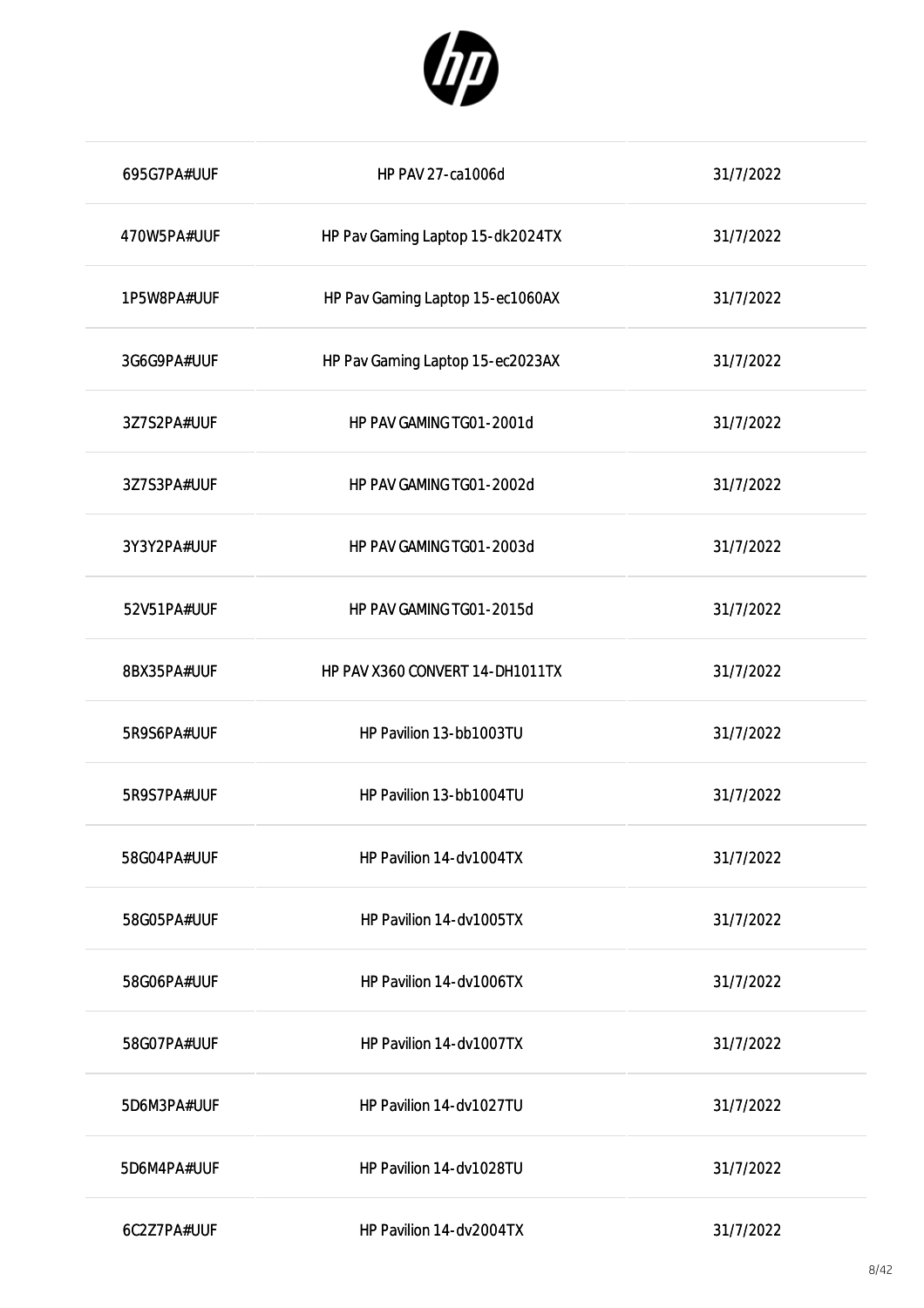| | | |
|---|---|---|
| 695G7PA#UUF | HP PAV 27-ca1006d | 31/7/2022 |
| 470W5PA#UUF | HP Pav Gaming Laptop 15-dk2024TX | 31/7/2022 |
| 1P5W8PA#UUF | HP Pav Gaming Laptop 15-ec1060AX | 31/7/2022 |
| 3G6G9PA#UUF | HP Pav Gaming Laptop 15-ec2023AX | 31/7/2022 |
| 3Z7S2PA#UUF | HP PAV GAMING TG01-2001d | 31/7/2022 |
| 3Z7S3PA#UUF | HP PAV GAMING TG01-2002d | 31/7/2022 |
| 3Y3Y2PA#UUF | HP PAV GAMING TG01-2003d | 31/7/2022 |
| 52V51PA#UUF | HP PAV GAMING TG01-2015d | 31/7/2022 |
| 8BX35PA#UUF | HP PAV X360 CONVERT 14-DH1011TX | 31/7/2022 |
| 5R9S6PA#UUF | HP Pavilion 13-bb1003TU | 31/7/2022 |
| 5R9S7PA#UUF | HP Pavilion 13-bb1004TU | 31/7/2022 |
| 58G04PA#UUF | HP Pavilion 14-dv1004TX | 31/7/2022 |
| 58G05PA#UUF | HP Pavilion 14-dv1005TX | 31/7/2022 |
| 58G06PA#UUF | HP Pavilion 14-dv1006TX | 31/7/2022 |
| 58G07PA#UUF | HP Pavilion 14-dv1007TX | 31/7/2022 |
| 5D6M3PA#UUF | HP Pavilion 14-dv1027TU | 31/7/2022 |
| 5D6M4PA#UUF | HP Pavilion 14-dv1028TU | 31/7/2022 |
| 6C2Z7PA#UUF | HP Pavilion 14-dv2004TX | 31/7/2022 |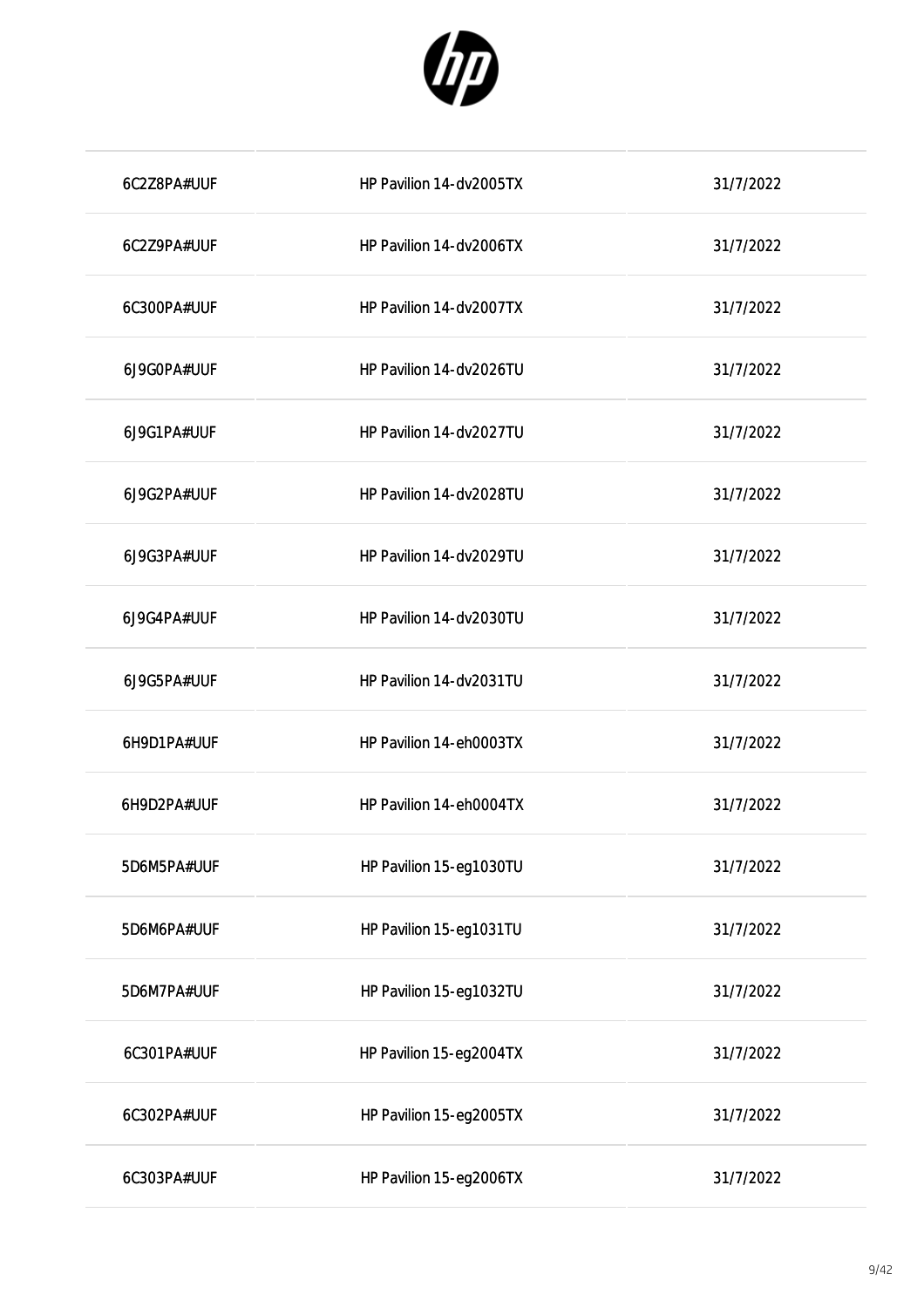| | | |
|---|---|---|
| 6C2Z8PA#UUF | HP Pavilion 14-dv2005TX | 31/7/2022 |
| 6C2Z9PA#UUF | HP Pavilion 14-dv2006TX | 31/7/2022 |
| 6C300PA#UUF | HP Pavilion 14-dv2007TX | 31/7/2022 |
| 6J9G0PA#UUF | HP Pavilion 14-dv2026TU | 31/7/2022 |
| 6J9G1PA#UUF | HP Pavilion 14-dv2027TU | 31/7/2022 |
| 6J9G2PA#UUF | HP Pavilion 14-dv2028TU | 31/7/2022 |
| 6J9G3PA#UUF | HP Pavilion 14-dv2029TU | 31/7/2022 |
| 6J9G4PA#UUF | HP Pavilion 14-dv2030TU | 31/7/2022 |
| 6J9G5PA#UUF | HP Pavilion 14-dv2031TU | 31/7/2022 |
| 6H9D1PA#UUF | HP Pavilion 14-eh0003TX | 31/7/2022 |
| 6H9D2PA#UUF | HP Pavilion 14-eh0004TX | 31/7/2022 |
| 5D6M5PA#UUF | HP Pavilion 15-eg1030TU | 31/7/2022 |
| 5D6M6PA#UUF | HP Pavilion 15-eg1031TU | 31/7/2022 |
| 5D6M7PA#UUF | HP Pavilion 15-eg1032TU | 31/7/2022 |
| 6C301PA#UUF | HP Pavilion 15-eg2004TX | 31/7/2022 |
| 6C302PA#UUF | HP Pavilion 15-eg2005TX | 31/7/2022 |
| 6C303PA#UUF | HP Pavilion 15-eg2006TX | 31/7/2022 |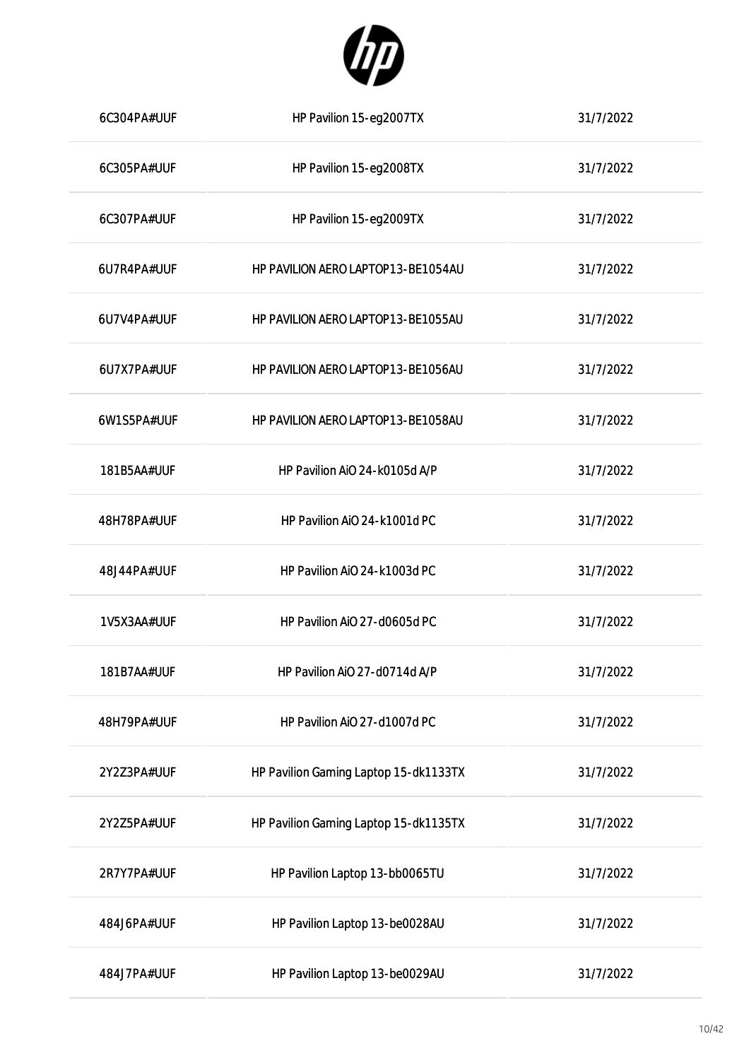| | | |
|---|---|---|
| 6C304PA#UUF | HP Pavilion 15-eg2007TX | 31/7/2022 |
| 6C305PA#UUF | HP Pavilion 15-eg2008TX | 31/7/2022 |
| 6C307PA#UUF | HP Pavilion 15-eg2009TX | 31/7/2022 |
| 6U7R4PA#UUF | HP PAVILION AERO LAPTOP13-BE1054AU | 31/7/2022 |
| 6U7V4PA#UUF | HP PAVILION AERO LAPTOP13-BE1055AU | 31/7/2022 |
| 6U7X7PA#UUF | HP PAVILION AERO LAPTOP13-BE1056AU | 31/7/2022 |
| 6W1S5PA#UUF | HP PAVILION AERO LAPTOP13-BE1058AU | 31/7/2022 |
| 181B5AA#UUF | HP Pavilion AiO 24-k0105d A/P | 31/7/2022 |
| 48H78PA#UUF | HP Pavilion AiO 24-k1001d PC | 31/7/2022 |
| 48J44PA#UUF | HP Pavilion AiO 24-k1003d PC | 31/7/2022 |
| 1V5X3AA#UUF | HP Pavilion AiO 27-d0605d PC | 31/7/2022 |
| 181B7AA#UUF | HP Pavilion AiO 27-d0714d A/P | 31/7/2022 |
| 48H79PA#UUF | HP Pavilion AiO 27-d1007d PC | 31/7/2022 |
| 2Y2Z3PA#UUF | HP Pavilion Gaming Laptop 15-dk1133TX | 31/7/2022 |
| 2Y2Z5PA#UUF | HP Pavilion Gaming Laptop 15-dk1135TX | 31/7/2022 |
| 2R7Y7PA#UUF | HP Pavilion Laptop 13-bb0065TU | 31/7/2022 |
| 484J6PA#UUF | HP Pavilion Laptop 13-be0028AU | 31/7/2022 |
| 484J7PA#UUF | HP Pavilion Laptop 13-be0029AU | 31/7/2022 |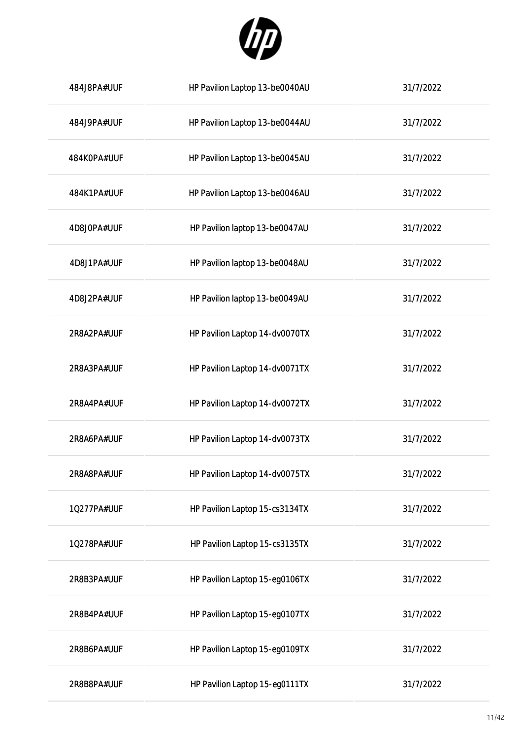| | | |
|---|---|---|
| 484J8PA#UUF | HP Pavilion Laptop 13-be0040AU | 31/7/2022 |
| 484J9PA#UUF | HP Pavilion Laptop 13-be0044AU | 31/7/2022 |
| 484K0PA#UUF | HP Pavilion Laptop 13-be0045AU | 31/7/2022 |
| 484K1PA#UUF | HP Pavilion Laptop 13-be0046AU | 31/7/2022 |
| 4D8J0PA#UUF | HP Pavilion laptop 13-be0047AU | 31/7/2022 |
| 4D8J1PA#UUF | HP Pavilion laptop 13-be0048AU | 31/7/2022 |
| 4D8J2PA#UUF | HP Pavilion laptop 13-be0049AU | 31/7/2022 |
| 2R8A2PA#UUF | HP Pavilion Laptop 14-dv0070TX | 31/7/2022 |
| 2R8A3PA#UUF | HP Pavilion Laptop 14-dv0071TX | 31/7/2022 |
| 2R8A4PA#UUF | HP Pavilion Laptop 14-dv0072TX | 31/7/2022 |
| 2R8A6PA#UUF | HP Pavilion Laptop 14-dv0073TX | 31/7/2022 |
| 2R8A8PA#UUF | HP Pavilion Laptop 14-dv0075TX | 31/7/2022 |
| 1Q277PA#UUF | HP Pavilion Laptop 15-cs3134TX | 31/7/2022 |
| 1Q278PA#UUF | HP Pavilion Laptop 15-cs3135TX | 31/7/2022 |
| 2R8B3PA#UUF | HP Pavilion Laptop 15-eg0106TX | 31/7/2022 |
| 2R8B4PA#UUF | HP Pavilion Laptop 15-eg0107TX | 31/7/2022 |
| 2R8B6PA#UUF | HP Pavilion Laptop 15-eg0109TX | 31/7/2022 |
| 2R8B8PA#UUF | HP Pavilion Laptop 15-eg0111TX | 31/7/2022 |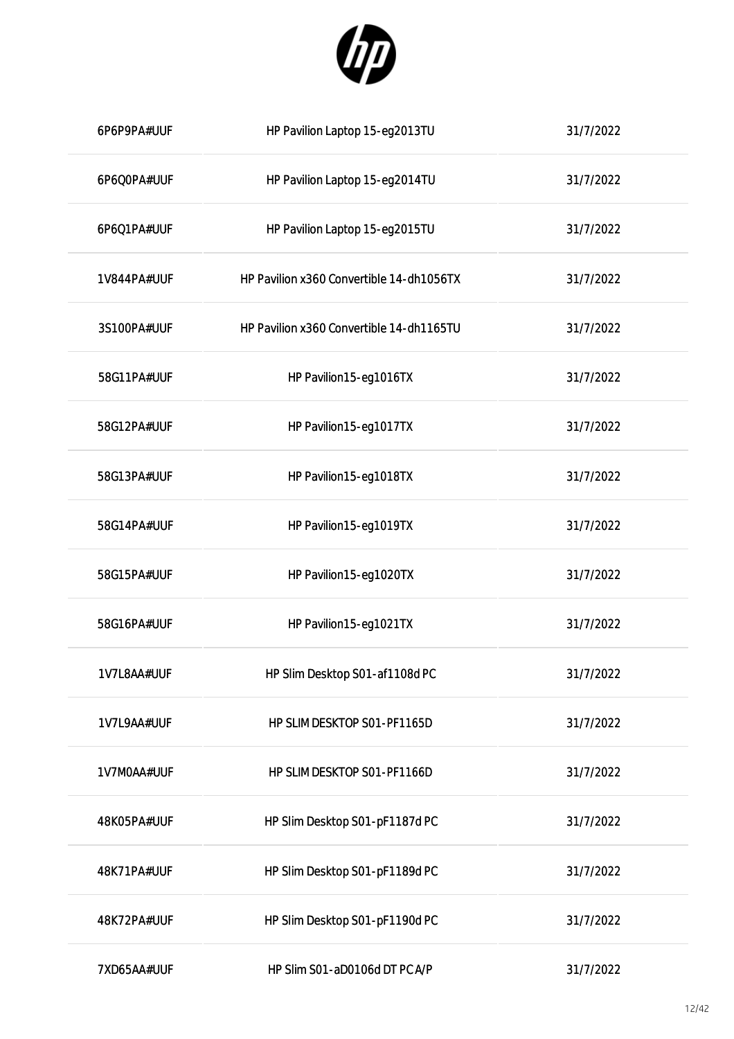| | | |
|---|---|---|
| 6P6P9PA#UUF | HP Pavilion Laptop 15-eg2013TU | 31/7/2022 |
| 6P6Q0PA#UUF | HP Pavilion Laptop 15-eg2014TU | 31/7/2022 |
| 6P6Q1PA#UUF | HP Pavilion Laptop 15-eg2015TU | 31/7/2022 |
| 1V844PA#UUF | HP Pavilion x360 Convertible 14-dh1056TX | 31/7/2022 |
| 3S100PA#UUF | HP Pavilion x360 Convertible 14-dh1165TU | 31/7/2022 |
| 58G11PA#UUF | HP Pavilion15-eg1016TX | 31/7/2022 |
| 58G12PA#UUF | HP Pavilion15-eg1017TX | 31/7/2022 |
| 58G13PA#UUF | HP Pavilion15-eg1018TX | 31/7/2022 |
| 58G14PA#UUF | HP Pavilion15-eg1019TX | 31/7/2022 |
| 58G15PA#UUF | HP Pavilion15-eg1020TX | 31/7/2022 |
| 58G16PA#UUF | HP Pavilion15-eg1021TX | 31/7/2022 |
| 1V7L8AA#UUF | HP Slim Desktop S01-af1108d PC | 31/7/2022 |
| 1V7L9AA#UUF | HP SLIM DESKTOP S01-PF1165D | 31/7/2022 |
| 1V7M0AA#UUF | HP SLIM DESKTOP S01-PF1166D | 31/7/2022 |
| 48K05PA#UUF | HP Slim Desktop S01-pF1187d PC | 31/7/2022 |
| 48K71PA#UUF | HP Slim Desktop S01-pF1189d PC | 31/7/2022 |
| 48K72PA#UUF | HP Slim Desktop S01-pF1190d PC | 31/7/2022 |
| 7XD65AA#UUF | HP Slim S01-aD0106d DT PC A/P | 31/7/2022 |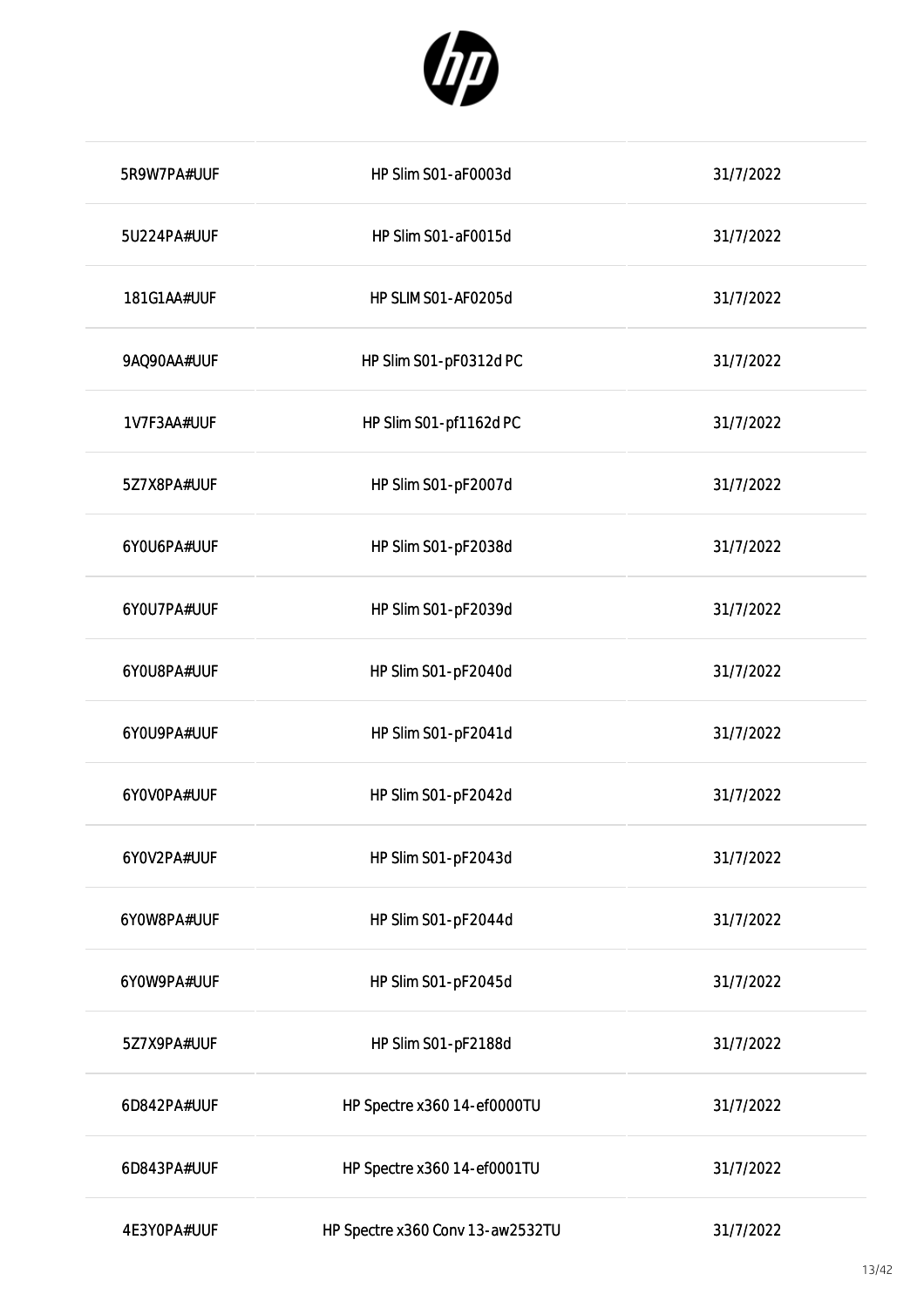| | | |
|---|---|---|
| 5R9W7PA#UUF | HP Slim S01-aF0003d | 31/7/2022 |
| 5U224PA#UUF | HP Slim S01-aF0015d | 31/7/2022 |
| 181G1AA#UUF | HP SLIM S01-AF0205d | 31/7/2022 |
| 9AQ90AA#UUF | HP Slim S01-pF0312d PC | 31/7/2022 |
| 1V7F3AA#UUF | HP Slim S01-pf1162d PC | 31/7/2022 |
| 5Z7X8PA#UUF | HP Slim S01-pF2007d | 31/7/2022 |
| 6Y0U6PA#UUF | HP Slim S01-pF2038d | 31/7/2022 |
| 6Y0U7PA#UUF | HP Slim S01-pF2039d | 31/7/2022 |
| 6Y0U8PA#UUF | HP Slim S01-pF2040d | 31/7/2022 |
| 6Y0U9PA#UUF | HP Slim S01-pF2041d | 31/7/2022 |
| 6Y0V0PA#UUF | HP Slim S01-pF2042d | 31/7/2022 |
| 6Y0V2PA#UUF | HP Slim S01-pF2043d | 31/7/2022 |
| 6Y0W8PA#UUF | HP Slim S01-pF2044d | 31/7/2022 |
| 6Y0W9PA#UUF | HP Slim S01-pF2045d | 31/7/2022 |
| 5Z7X9PA#UUF | HP Slim S01-pF2188d | 31/7/2022 |
| 6D842PA#UUF | HP Spectre x360 14-ef0000TU | 31/7/2022 |
| 6D843PA#UUF | HP Spectre x360 14-ef0001TU | 31/7/2022 |
| 4E3Y0PA#UUF | HP Spectre x360 Conv 13-aw2532TU | 31/7/2022 |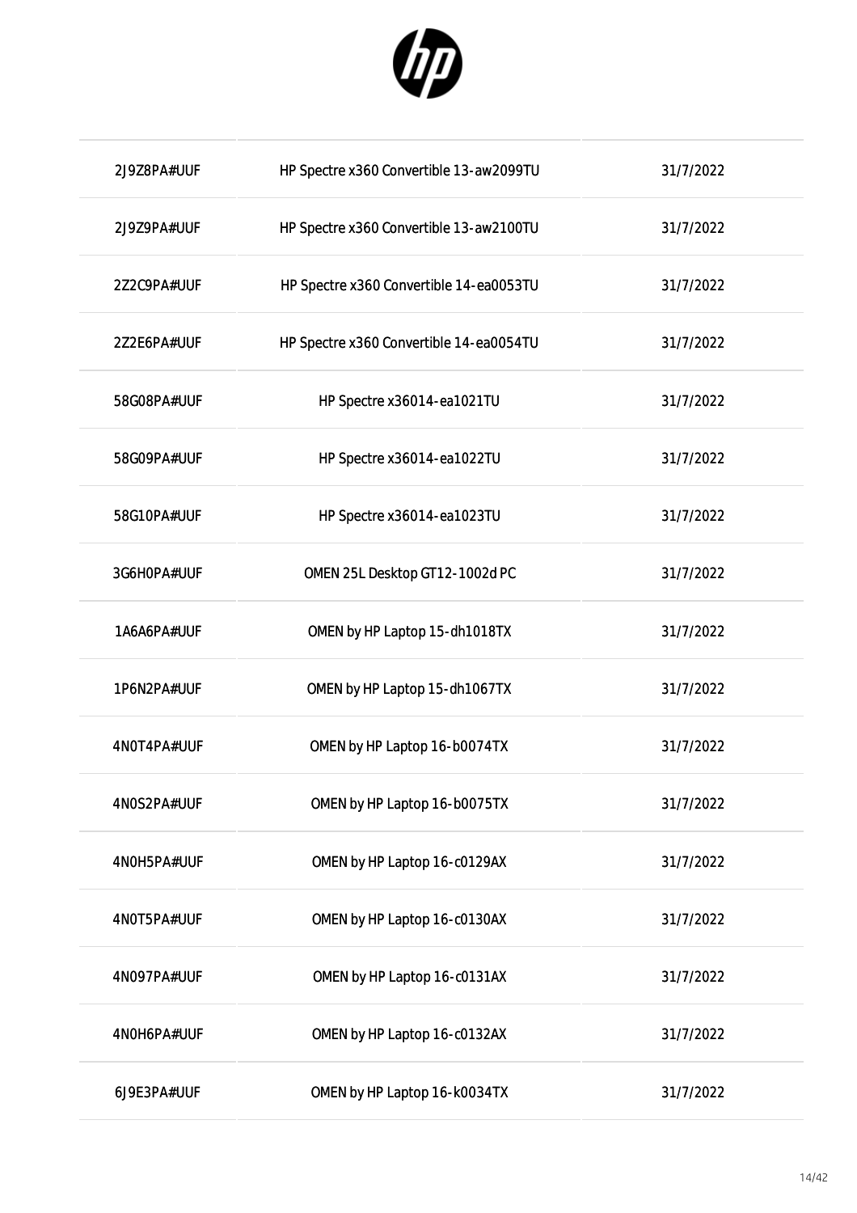| | | |
|---|---|---|
| 2J9Z8PA#UUF | HP Spectre x360 Convertible 13-aw2099TU | 31/7/2022 |
| 2J9Z9PA#UUF | HP Spectre x360 Convertible 13-aw2100TU | 31/7/2022 |
| 2Z2C9PA#UUF | HP Spectre x360 Convertible 14-ea0053TU | 31/7/2022 |
| 2Z2E6PA#UUF | HP Spectre x360 Convertible 14-ea0054TU | 31/7/2022 |
| 58G08PA#UUF | HP Spectre x36014-ea1021TU | 31/7/2022 |
| 58G09PA#UUF | HP Spectre x36014-ea1022TU | 31/7/2022 |
| 58G10PA#UUF | HP Spectre x36014-ea1023TU | 31/7/2022 |
| 3G6H0PA#UUF | OMEN 25L Desktop GT12-1002d PC | 31/7/2022 |
| 1A6A6PA#UUF | OMEN by HP Laptop 15-dh1018TX | 31/7/2022 |
| 1P6N2PA#UUF | OMEN by HP Laptop 15-dh1067TX | 31/7/2022 |
| 4N0T4PA#UUF | OMEN by HP Laptop 16-b0074TX | 31/7/2022 |
| 4N0S2PA#UUF | OMEN by HP Laptop 16-b0075TX | 31/7/2022 |
| 4N0H5PA#UUF | OMEN by HP Laptop 16-c0129AX | 31/7/2022 |
| 4N0T5PA#UUF | OMEN by HP Laptop 16-c0130AX | 31/7/2022 |
| 4N097PA#UUF | OMEN by HP Laptop 16-c0131AX | 31/7/2022 |
| 4N0H6PA#UUF | OMEN by HP Laptop 16-c0132AX | 31/7/2022 |
| 6J9E3PA#UUF | OMEN by HP Laptop 16-k0034TX | 31/7/2022 |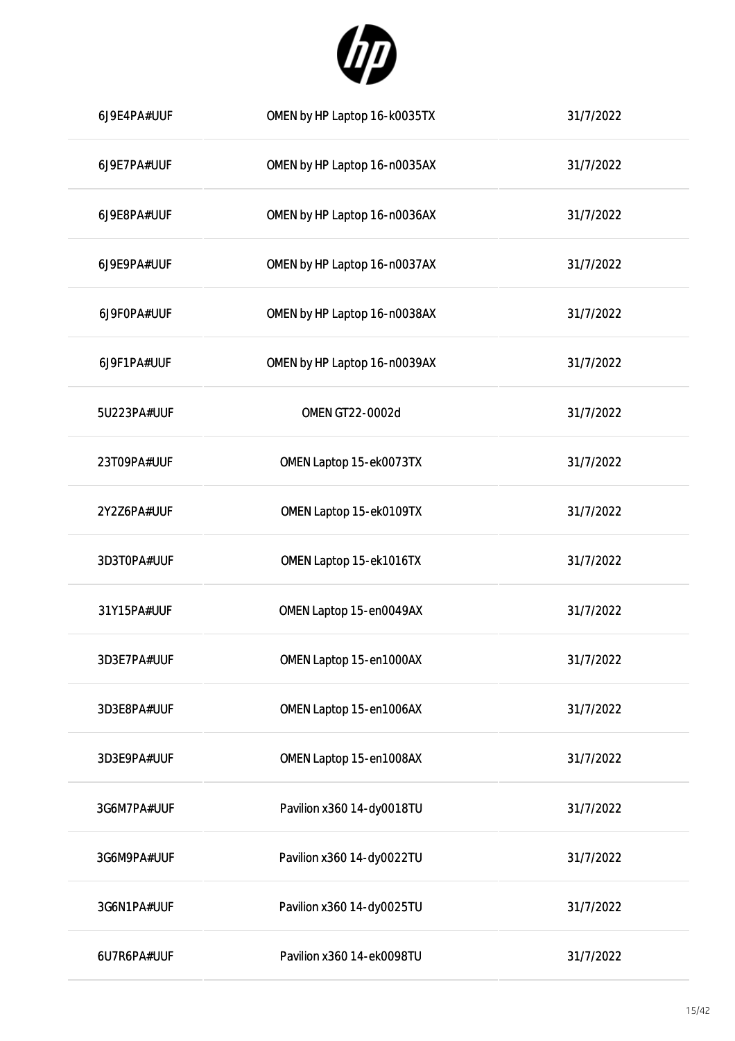| | | |
|---|---|---|
| 6J9E4PA#UUF | OMEN by HP Laptop 16-k0035TX | 31/7/2022 |
| 6J9E7PA#UUF | OMEN by HP Laptop 16-n0035AX | 31/7/2022 |
| 6J9E8PA#UUF | OMEN by HP Laptop 16-n0036AX | 31/7/2022 |
| 6J9E9PA#UUF | OMEN by HP Laptop 16-n0037AX | 31/7/2022 |
| 6J9F0PA#UUF | OMEN by HP Laptop 16-n0038AX | 31/7/2022 |
| 6J9F1PA#UUF | OMEN by HP Laptop 16-n0039AX | 31/7/2022 |
| 5U223PA#UUF | OMEN GT22-0002d | 31/7/2022 |
| 23T09PA#UUF | OMEN Laptop 15-ek0073TX | 31/7/2022 |
| 2Y2Z6PA#UUF | OMEN Laptop 15-ek0109TX | 31/7/2022 |
| 3D3T0PA#UUF | OMEN Laptop 15-ek1016TX | 31/7/2022 |
| 31Y15PA#UUF | OMEN Laptop 15-en0049AX | 31/7/2022 |
| 3D3E7PA#UUF | OMEN Laptop 15-en1000AX | 31/7/2022 |
| 3D3E8PA#UUF | OMEN Laptop 15-en1006AX | 31/7/2022 |
| 3D3E9PA#UUF | OMEN Laptop 15-en1008AX | 31/7/2022 |
| 3G6M7PA#UUF | Pavilion x360 14-dy0018TU | 31/7/2022 |
| 3G6M9PA#UUF | Pavilion x360 14-dy0022TU | 31/7/2022 |
| 3G6N1PA#UUF | Pavilion x360 14-dy0025TU | 31/7/2022 |
| 6U7R6PA#UUF | Pavilion x360 14-ek0098TU | 31/7/2022 |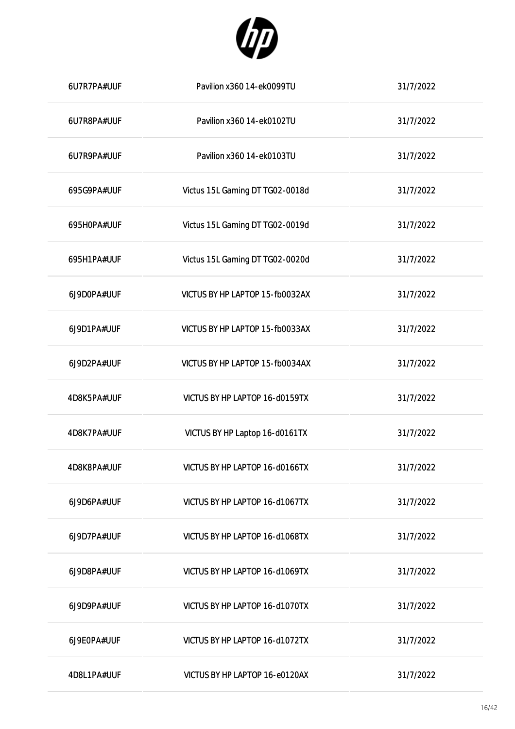| | | |
|---|---|---|
| 6U7R7PA#UUF | Pavilion x360 14-ek0099TU | 31/7/2022 |
| 6U7R8PA#UUF | Pavilion x360 14-ek0102TU | 31/7/2022 |
| 6U7R9PA#UUF | Pavilion x360 14-ek0103TU | 31/7/2022 |
| 695G9PA#UUF | Victus 15L Gaming DT TG02-0018d | 31/7/2022 |
| 695H0PA#UUF | Victus 15L Gaming DT TG02-0019d | 31/7/2022 |
| 695H1PA#UUF | Victus 15L Gaming DT TG02-0020d | 31/7/2022 |
| 6J9D0PA#UUF | VICTUS BY HP LAPTOP 15-fb0032AX | 31/7/2022 |
| 6J9D1PA#UUF | VICTUS BY HP LAPTOP 15-fb0033AX | 31/7/2022 |
| 6J9D2PA#UUF | VICTUS BY HP LAPTOP 15-fb0034AX | 31/7/2022 |
| 4D8K5PA#UUF | VICTUS BY HP LAPTOP 16-d0159TX | 31/7/2022 |
| 4D8K7PA#UUF | VICTUS BY HP Laptop 16-d0161TX | 31/7/2022 |
| 4D8K8PA#UUF | VICTUS BY HP LAPTOP 16-d0166TX | 31/7/2022 |
| 6J9D6PA#UUF | VICTUS BY HP LAPTOP 16-d1067TX | 31/7/2022 |
| 6J9D7PA#UUF | VICTUS BY HP LAPTOP 16-d1068TX | 31/7/2022 |
| 6J9D8PA#UUF | VICTUS BY HP LAPTOP 16-d1069TX | 31/7/2022 |
| 6J9D9PA#UUF | VICTUS BY HP LAPTOP 16-d1070TX | 31/7/2022 |
| 6J9E0PA#UUF | VICTUS BY HP LAPTOP 16-d1072TX | 31/7/2022 |
| 4D8L1PA#UUF | VICTUS BY HP LAPTOP 16-e0120AX | 31/7/2022 |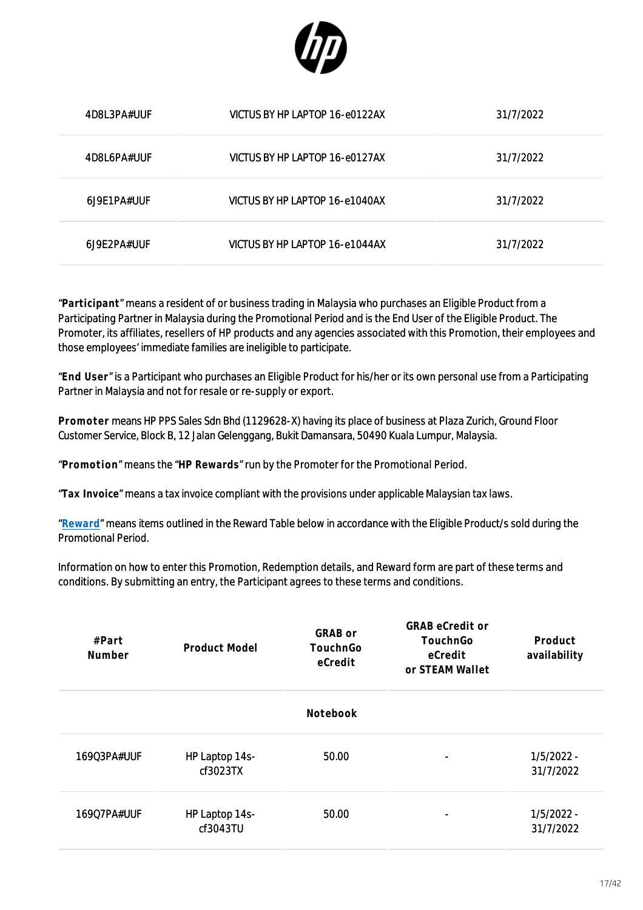| | | |
|---|---|---|
| 4D8L3PA#UUF | VICTUS BY HP LAPTOP 16-e0122AX | 31/7/2022 |
| 4D8L6PA#UUF | VICTUS BY HP LAPTOP 16-e0127AX | 31/7/2022 |
| 6J9E1PA#UUF | VICTUS BY HP LAPTOP 16-e1040AX | 31/7/2022 |
| 6J9E2PA#UUF | VICTUS BY HP LAPTOP 16-e1044AX | 31/7/2022 |

"**Participant**" means a resident of or business trading in Malaysia who purchases an Eligible Product from a Participating Partner in Malaysia during the Promotional Period and is the End User of the Eligible Product. The Promoter, its affiliates, resellers of HP products and any agencies associated with this Promotion, their employees and those employees' immediate families are ineligible to participate.

"**End User**" is a Participant who purchases an Eligible Product for his/her or its own personal use from a Participating Partner in Malaysia and not for resale or re-supply or export.

**Promoter** means HP PPS Sales Sdn Bhd (1129628-X) having its place of business at Plaza Zurich, Ground Floor Customer Service, Block B, 12 Jalan Gelenggang, Bukit Damansara, 50490 Kuala Lumpur, Malaysia.

"**Promotion**" means the "**HP Rewards**" run by the Promoter for the Promotional Period.

"**Tax Invoice**" means a tax invoice compliant with the provisions under applicable Malaysian tax laws.

"**Reward**" means items outlined in the Reward Table below in accordance with the Eligible Product/s sold during the Promotional Period.

Information on how to enter this Promotion, Redemption details, and Reward form are part of these terms and conditions. By submitting an entry, the Participant agrees to these terms and conditions.

| #Part Number | Product Model | GRAB or TouchnGo eCredit | GRAB eCredit or TouchnGo eCredit or STEAM Wallet | Product availability |
|---|---|---|---|---|
| | | **Notebook** | | |
| 169Q3PA#UUF | HP Laptop 14s-cf3023TX | 50.00 | - | 1/5/2022 - 31/7/2022 |
| 169Q7PA#UUF | HP Laptop 14s-cf3043TU | 50.00 | - | 1/5/2022 - 31/7/2022 |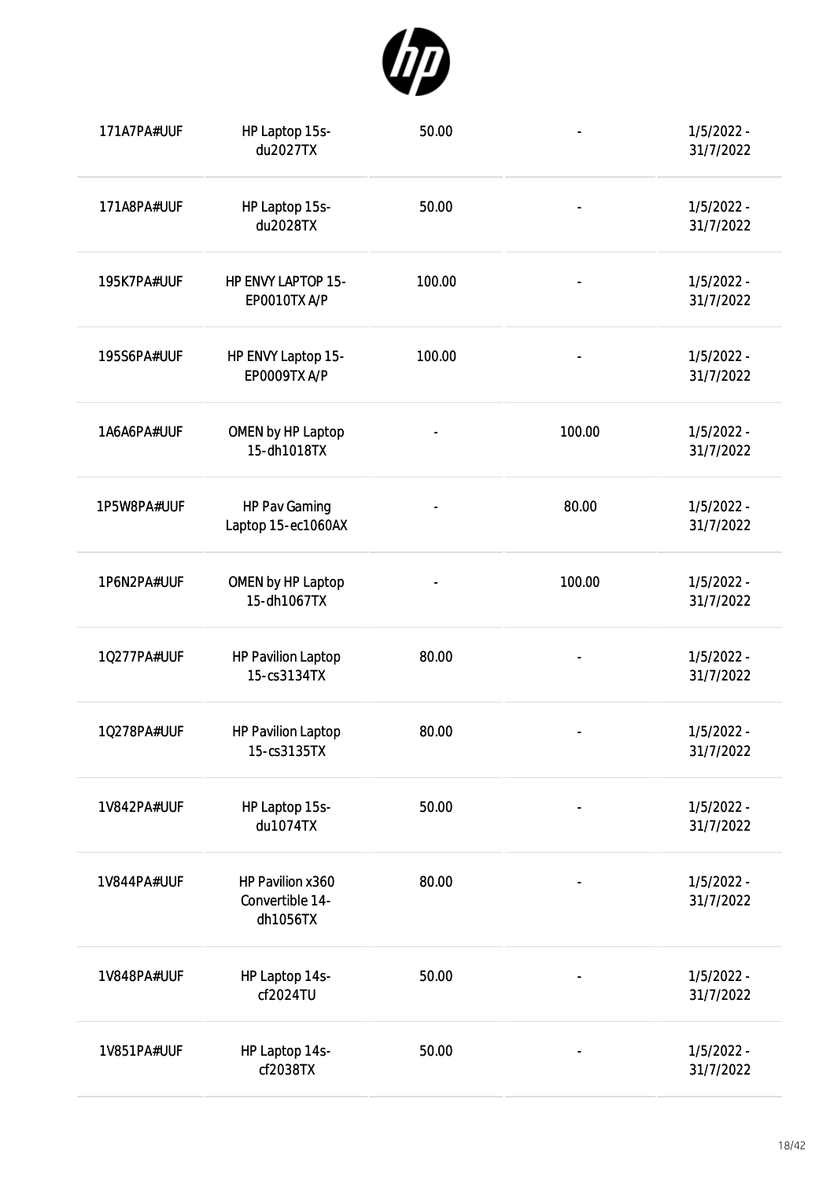| | | | | |
|---|---|---|---|---|
| 171A7PA#UUF | HP Laptop 15s-du2027TX | 50.00 | - | 1/5/2022 - 31/7/2022 |
| 171A8PA#UUF | HP Laptop 15s-du2028TX | 50.00 | - | 1/5/2022 - 31/7/2022 |
| 195K7PA#UUF | HP ENVY LAPTOP 15-EP0010TX A/P | 100.00 | - | 1/5/2022 - 31/7/2022 |
| 195S6PA#UUF | HP ENVY Laptop 15-EP0009TX A/P | 100.00 | - | 1/5/2022 - 31/7/2022 |
| 1A6A6PA#UUF | OMEN by HP Laptop 15-dh1018TX | - | 100.00 | 1/5/2022 - 31/7/2022 |
| 1P5W8PA#UUF | HP Pav Gaming Laptop 15-ec1060AX | - | 80.00 | 1/5/2022 - 31/7/2022 |
| 1P6N2PA#UUF | OMEN by HP Laptop 15-dh1067TX | - | 100.00 | 1/5/2022 - 31/7/2022 |
| 1Q277PA#UUF | HP Pavilion Laptop 15-cs3134TX | 80.00 | - | 1/5/2022 - 31/7/2022 |
| 1Q278PA#UUF | HP Pavilion Laptop 15-cs3135TX | 80.00 | - | 1/5/2022 - 31/7/2022 |
| 1V842PA#UUF | HP Laptop 15s-du1074TX | 50.00 | - | 1/5/2022 - 31/7/2022 |
| 1V844PA#UUF | HP Pavilion x360 Convertible 14-dh1056TX | 80.00 | - | 1/5/2022 - 31/7/2022 |
| 1V848PA#UUF | HP Laptop 14s-cf2024TU | 50.00 | - | 1/5/2022 - 31/7/2022 |
| 1V851PA#UUF | HP Laptop 14s-cf2038TX | 50.00 | - | 1/5/2022 - 31/7/2022 |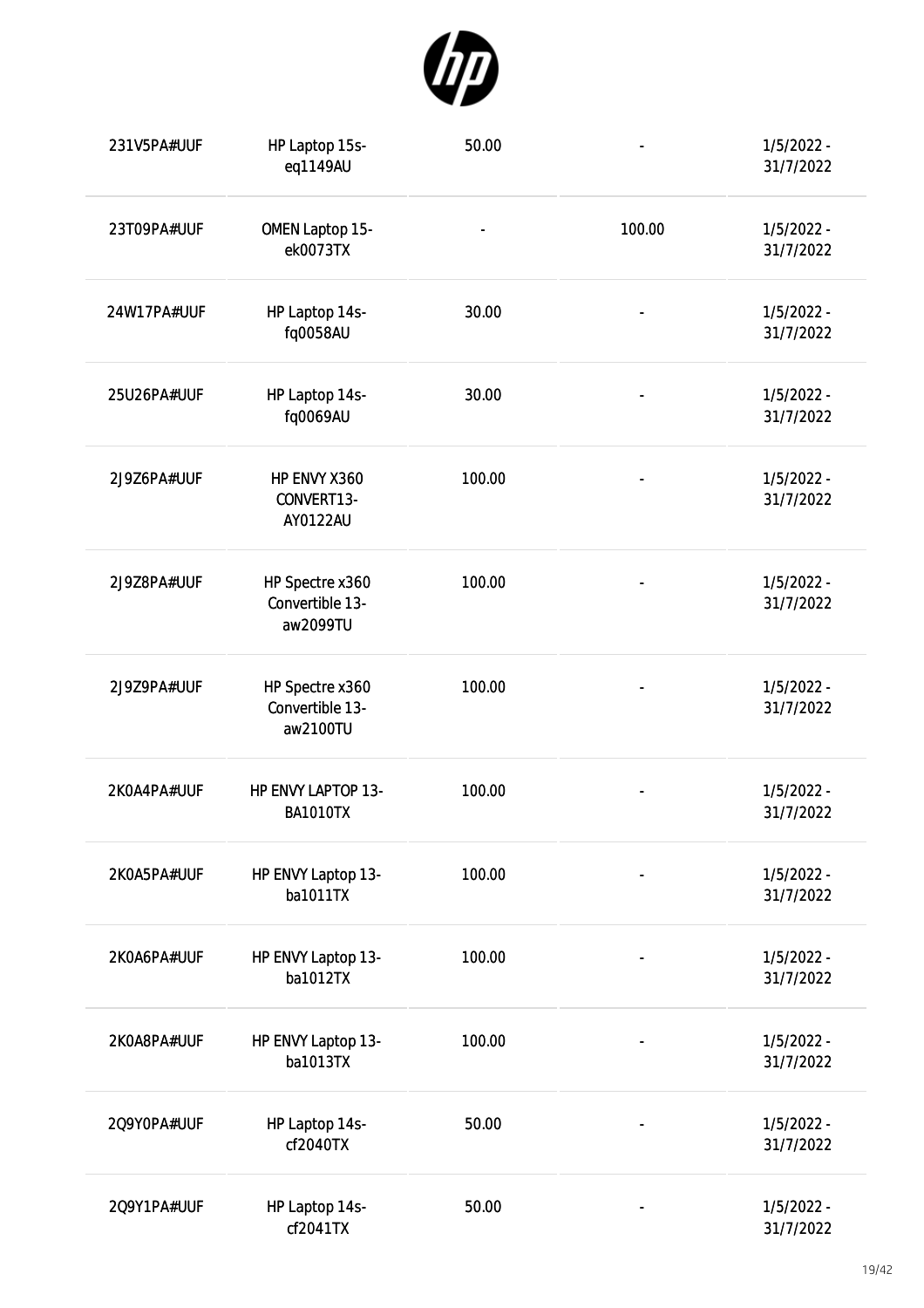| | | | | |
|---|---|---|---|---|
| 231V5PA#UUF | HP Laptop 15s-eq1149AU | 50.00 | - | 1/5/2022 - 31/7/2022 |
| 23T09PA#UUF | OMEN Laptop 15-ek0073TX | - | 100.00 | 1/5/2022 - 31/7/2022 |
| 24W17PA#UUF | HP Laptop 14s-fq0058AU | 30.00 | - | 1/5/2022 - 31/7/2022 |
| 25U26PA#UUF | HP Laptop 14s-fq0069AU | 30.00 | - | 1/5/2022 - 31/7/2022 |
| 2J9Z6PA#UUF | HP ENVY X360 CONVERT13-AY0122AU | 100.00 | - | 1/5/2022 - 31/7/2022 |
| 2J9Z8PA#UUF | HP Spectre x360 Convertible 13-aw2099TU | 100.00 | - | 1/5/2022 - 31/7/2022 |
| 2J9Z9PA#UUF | HP Spectre x360 Convertible 13-aw2100TU | 100.00 | - | 1/5/2022 - 31/7/2022 |
| 2K0A4PA#UUF | HP ENVY LAPTOP 13-BA1010TX | 100.00 | - | 1/5/2022 - 31/7/2022 |
| 2K0A5PA#UUF | HP ENVY Laptop 13-ba1011TX | 100.00 | - | 1/5/2022 - 31/7/2022 |
| 2K0A6PA#UUF | HP ENVY Laptop 13-ba1012TX | 100.00 | - | 1/5/2022 - 31/7/2022 |
| 2K0A8PA#UUF | HP ENVY Laptop 13-ba1013TX | 100.00 | - | 1/5/2022 - 31/7/2022 |
| 2Q9Y0PA#UUF | HP Laptop 14s-cf2040TX | 50.00 | - | 1/5/2022 - 31/7/2022 |
| 2Q9Y1PA#UUF | HP Laptop 14s-cf2041TX | 50.00 | - | 1/5/2022 - 31/7/2022 |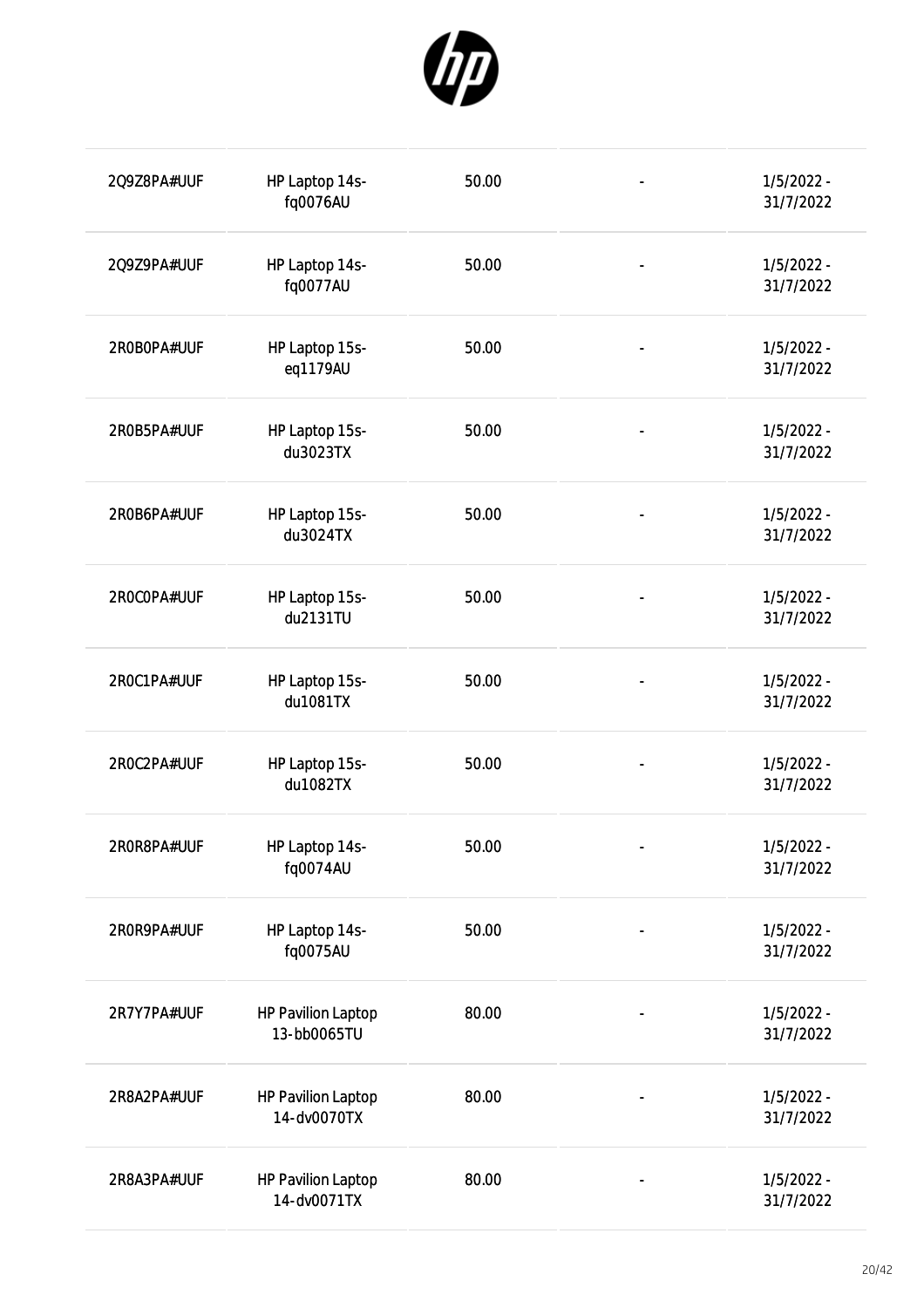| | | | | |
|---|---|---|---|---|
| 2Q9Z8PA#UUF | HP Laptop 14s-fq0076AU | 50.00 | - | 1/5/2022 - 31/7/2022 |
| 2Q9Z9PA#UUF | HP Laptop 14s-fq0077AU | 50.00 | - | 1/5/2022 - 31/7/2022 |
| 2R0B0PA#UUF | HP Laptop 15s-eq1179AU | 50.00 | - | 1/5/2022 - 31/7/2022 |
| 2R0B5PA#UUF | HP Laptop 15s-du3023TX | 50.00 | - | 1/5/2022 - 31/7/2022 |
| 2R0B6PA#UUF | HP Laptop 15s-du3024TX | 50.00 | - | 1/5/2022 - 31/7/2022 |
| 2R0C0PA#UUF | HP Laptop 15s-du2131TU | 50.00 | - | 1/5/2022 - 31/7/2022 |
| 2R0C1PA#UUF | HP Laptop 15s-du1081TX | 50.00 | - | 1/5/2022 - 31/7/2022 |
| 2R0C2PA#UUF | HP Laptop 15s-du1082TX | 50.00 | - | 1/5/2022 - 31/7/2022 |
| 2R0R8PA#UUF | HP Laptop 14s-fq0074AU | 50.00 | - | 1/5/2022 - 31/7/2022 |
| 2R0R9PA#UUF | HP Laptop 14s-fq0075AU | 50.00 | - | 1/5/2022 - 31/7/2022 |
| 2R7Y7PA#UUF | HP Pavilion Laptop 13-bb0065TU | 80.00 | - | 1/5/2022 - 31/7/2022 |
| 2R8A2PA#UUF | HP Pavilion Laptop 14-dv0070TX | 80.00 | - | 1/5/2022 - 31/7/2022 |
| 2R8A3PA#UUF | HP Pavilion Laptop 14-dv0071TX | 80.00 | - | 1/5/2022 - 31/7/2022 |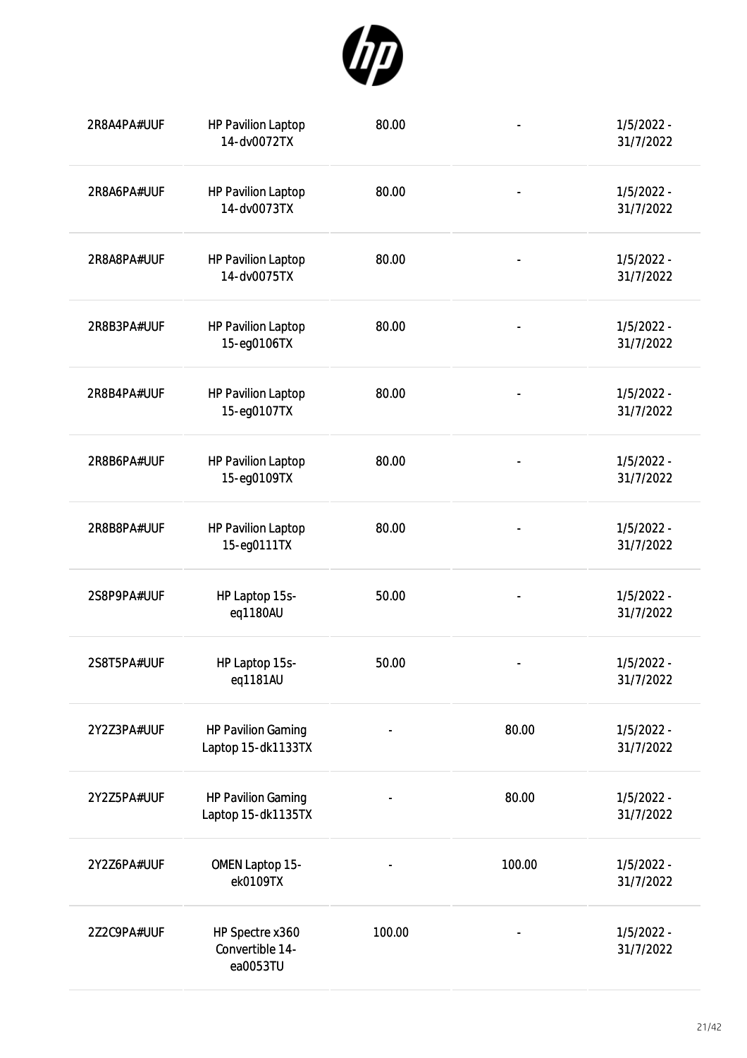| | | | | |
|---|---|---|---|---|
| 2R8A4PA#UUF | HP Pavilion Laptop 14-dv0072TX | 80.00 | - | 1/5/2022 - 31/7/2022 |
| 2R8A6PA#UUF | HP Pavilion Laptop 14-dv0073TX | 80.00 | - | 1/5/2022 - 31/7/2022 |
| 2R8A8PA#UUF | HP Pavilion Laptop 14-dv0075TX | 80.00 | - | 1/5/2022 - 31/7/2022 |
| 2R8B3PA#UUF | HP Pavilion Laptop 15-eg0106TX | 80.00 | - | 1/5/2022 - 31/7/2022 |
| 2R8B4PA#UUF | HP Pavilion Laptop 15-eg0107TX | 80.00 | - | 1/5/2022 - 31/7/2022 |
| 2R8B6PA#UUF | HP Pavilion Laptop 15-eg0109TX | 80.00 | - | 1/5/2022 - 31/7/2022 |
| 2R8B8PA#UUF | HP Pavilion Laptop 15-eg0111TX | 80.00 | - | 1/5/2022 - 31/7/2022 |
| 2S8P9PA#UUF | HP Laptop 15s-eq1180AU | 50.00 | - | 1/5/2022 - 31/7/2022 |
| 2S8T5PA#UUF | HP Laptop 15s-eq1181AU | 50.00 | - | 1/5/2022 - 31/7/2022 |
| 2Y2Z3PA#UUF | HP Pavilion Gaming Laptop 15-dk1133TX | - | 80.00 | 1/5/2022 - 31/7/2022 |
| 2Y2Z5PA#UUF | HP Pavilion Gaming Laptop 15-dk1135TX | - | 80.00 | 1/5/2022 - 31/7/2022 |
| 2Y2Z6PA#UUF | OMEN Laptop 15-ek0109TX | - | 100.00 | 1/5/2022 - 31/7/2022 |
| 2Z2C9PA#UUF | HP Spectre x360 Convertible 14-ea0053TU | 100.00 | - | 1/5/2022 - 31/7/2022 |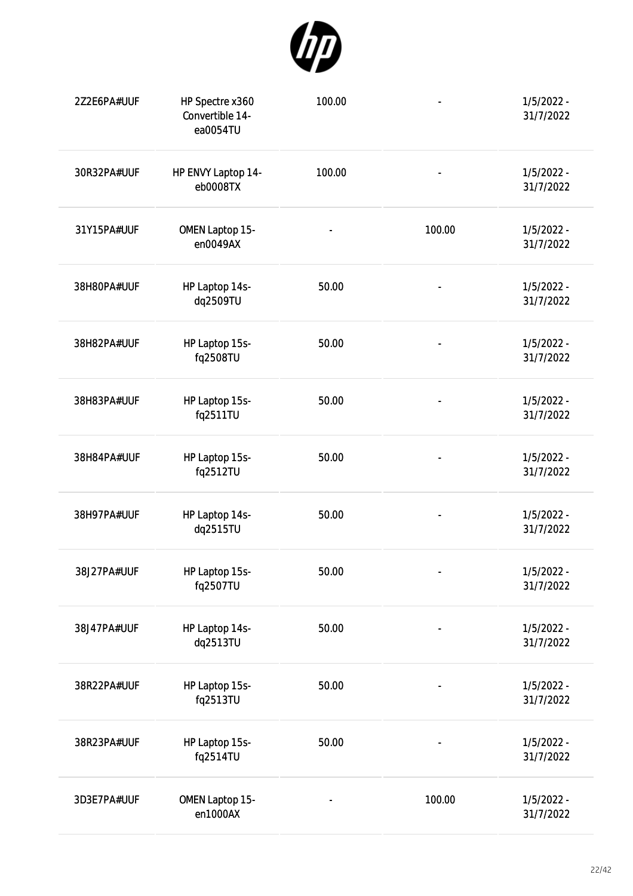| | | | | |
|---|---|---|---|---|
| 2Z2E6PA#UUF | HP Spectre x360 Convertible 14-ea0054TU | 100.00 | - | 1/5/2022 - 31/7/2022 |
| 30R32PA#UUF | HP ENVY Laptop 14-eb0008TX | 100.00 | - | 1/5/2022 - 31/7/2022 |
| 31Y15PA#UUF | OMEN Laptop 15-en0049AX | - | 100.00 | 1/5/2022 - 31/7/2022 |
| 38H80PA#UUF | HP Laptop 14s-dq2509TU | 50.00 | - | 1/5/2022 - 31/7/2022 |
| 38H82PA#UUF | HP Laptop 15s-fq2508TU | 50.00 | - | 1/5/2022 - 31/7/2022 |
| 38H83PA#UUF | HP Laptop 15s-fq2511TU | 50.00 | - | 1/5/2022 - 31/7/2022 |
| 38H84PA#UUF | HP Laptop 15s-fq2512TU | 50.00 | - | 1/5/2022 - 31/7/2022 |
| 38H97PA#UUF | HP Laptop 14s-dq2515TU | 50.00 | - | 1/5/2022 - 31/7/2022 |
| 38J27PA#UUF | HP Laptop 15s-fq2507TU | 50.00 | - | 1/5/2022 - 31/7/2022 |
| 38J47PA#UUF | HP Laptop 14s-dq2513TU | 50.00 | - | 1/5/2022 - 31/7/2022 |
| 38R22PA#UUF | HP Laptop 15s-fq2513TU | 50.00 | - | 1/5/2022 - 31/7/2022 |
| 38R23PA#UUF | HP Laptop 15s-fq2514TU | 50.00 | - | 1/5/2022 - 31/7/2022 |
| 3D3E7PA#UUF | OMEN Laptop 15-en1000AX | - | 100.00 | 1/5/2022 - 31/7/2022 |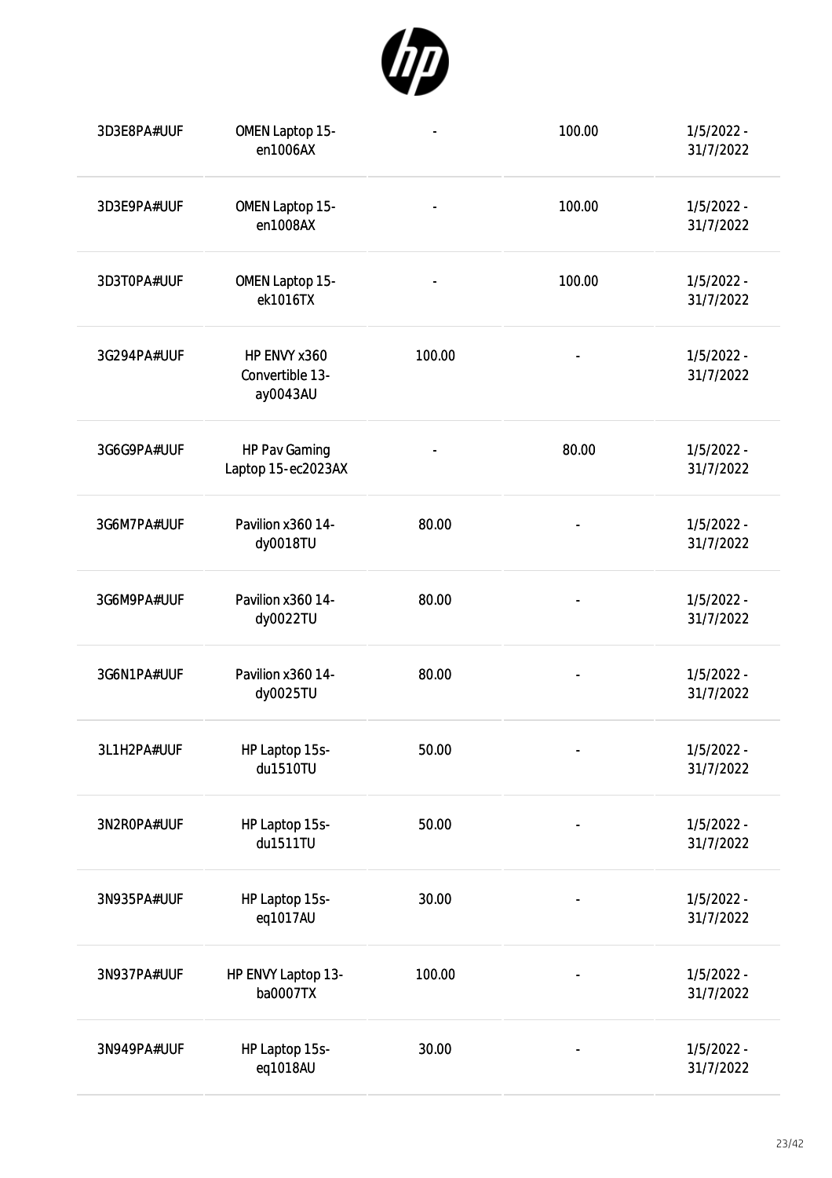| | | | | |
|---|---|---|---|---|
| 3D3E8PA#UUF | OMEN Laptop 15-en1006AX | - | 100.00 | 1/5/2022 - 31/7/2022 |
| 3D3E9PA#UUF | OMEN Laptop 15-en1008AX | - | 100.00 | 1/5/2022 - 31/7/2022 |
| 3D3T0PA#UUF | OMEN Laptop 15-ek1016TX | - | 100.00 | 1/5/2022 - 31/7/2022 |
| 3G294PA#UUF | HP ENVY x360 Convertible 13-ay0043AU | 100.00 | - | 1/5/2022 - 31/7/2022 |
| 3G6G9PA#UUF | HP Pav Gaming Laptop 15-ec2023AX | - | 80.00 | 1/5/2022 - 31/7/2022 |
| 3G6M7PA#UUF | Pavilion x360 14-dy0018TU | 80.00 | - | 1/5/2022 - 31/7/2022 |
| 3G6M9PA#UUF | Pavilion x360 14-dy0022TU | 80.00 | - | 1/5/2022 - 31/7/2022 |
| 3G6N1PA#UUF | Pavilion x360 14-dy0025TU | 80.00 | - | 1/5/2022 - 31/7/2022 |
| 3L1H2PA#UUF | HP Laptop 15s-du1510TU | 50.00 | - | 1/5/2022 - 31/7/2022 |
| 3N2R0PA#UUF | HP Laptop 15s-du1511TU | 50.00 | - | 1/5/2022 - 31/7/2022 |
| 3N935PA#UUF | HP Laptop 15s-eq1017AU | 30.00 | - | 1/5/2022 - 31/7/2022 |
| 3N937PA#UUF | HP ENVY Laptop 13-ba0007TX | 100.00 | - | 1/5/2022 - 31/7/2022 |
| 3N949PA#UUF | HP Laptop 15s-eq1018AU | 30.00 | - | 1/5/2022 - 31/7/2022 |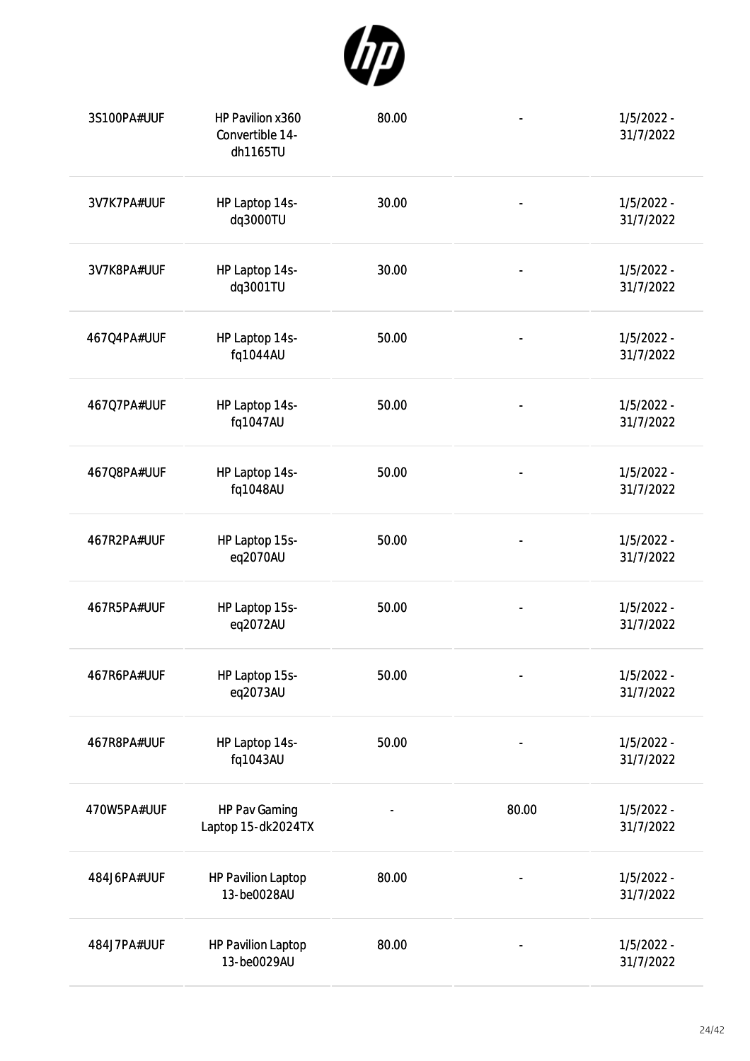| | | | | |
|---|---|---|---|---|
| 3S100PA#UUF | HP Pavilion x360 Convertible 14-dh1165TU | 80.00 | - | 1/5/2022 - 31/7/2022 |
| 3V7K7PA#UUF | HP Laptop 14s-dq3000TU | 30.00 | - | 1/5/2022 - 31/7/2022 |
| 3V7K8PA#UUF | HP Laptop 14s-dq3001TU | 30.00 | - | 1/5/2022 - 31/7/2022 |
| 467Q4PA#UUF | HP Laptop 14s-fq1044AU | 50.00 | - | 1/5/2022 - 31/7/2022 |
| 467Q7PA#UUF | HP Laptop 14s-fq1047AU | 50.00 | - | 1/5/2022 - 31/7/2022 |
| 467Q8PA#UUF | HP Laptop 14s-fq1048AU | 50.00 | - | 1/5/2022 - 31/7/2022 |
| 467R2PA#UUF | HP Laptop 15s-eq2070AU | 50.00 | - | 1/5/2022 - 31/7/2022 |
| 467R5PA#UUF | HP Laptop 15s-eq2072AU | 50.00 | - | 1/5/2022 - 31/7/2022 |
| 467R6PA#UUF | HP Laptop 15s-eq2073AU | 50.00 | - | 1/5/2022 - 31/7/2022 |
| 467R8PA#UUF | HP Laptop 14s-fq1043AU | 50.00 | - | 1/5/2022 - 31/7/2022 |
| 470W5PA#UUF | HP Pav Gaming Laptop 15-dk2024TX | - | 80.00 | 1/5/2022 - 31/7/2022 |
| 484J6PA#UUF | HP Pavilion Laptop 13-be0028AU | 80.00 | - | 1/5/2022 - 31/7/2022 |
| 484J7PA#UUF | HP Pavilion Laptop 13-be0029AU | 80.00 | - | 1/5/2022 - 31/7/2022 |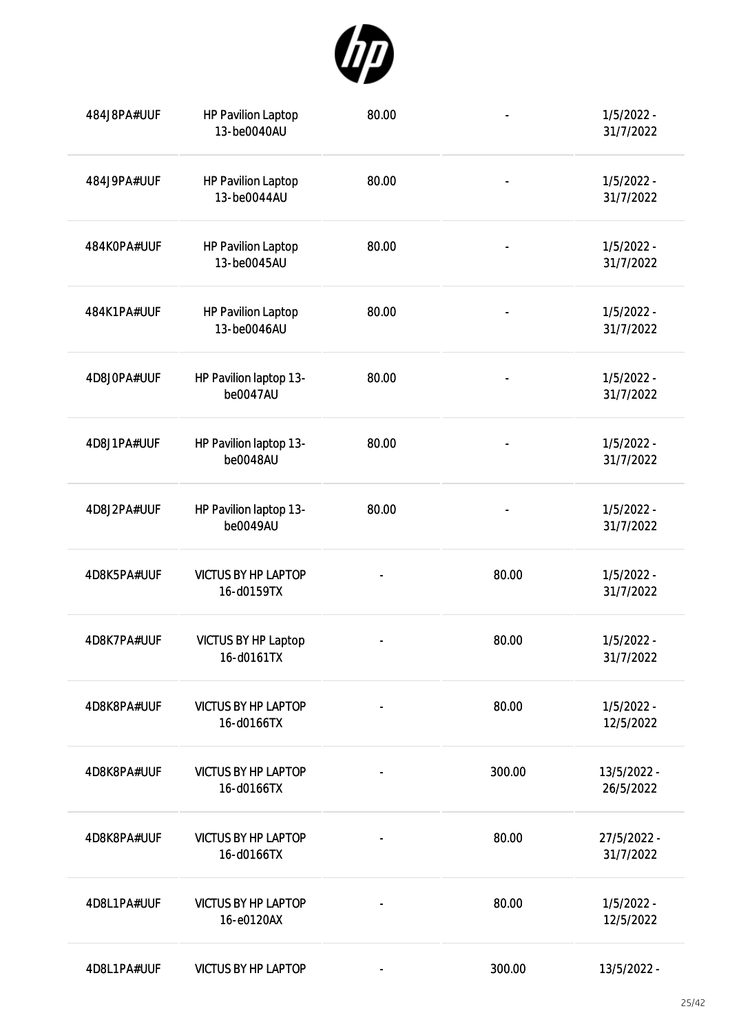| | | | | |
|---|---|---|---|---|
| 484J8PA#UUF | HP Pavilion Laptop 13-be0040AU | 80.00 | - | 1/5/2022 - 31/7/2022 |
| 484J9PA#UUF | HP Pavilion Laptop 13-be0044AU | 80.00 | - | 1/5/2022 - 31/7/2022 |
| 484K0PA#UUF | HP Pavilion Laptop 13-be0045AU | 80.00 | - | 1/5/2022 - 31/7/2022 |
| 484K1PA#UUF | HP Pavilion Laptop 13-be0046AU | 80.00 | - | 1/5/2022 - 31/7/2022 |
| 4D8J0PA#UUF | HP Pavilion laptop 13-be0047AU | 80.00 | - | 1/5/2022 - 31/7/2022 |
| 4D8J1PA#UUF | HP Pavilion laptop 13-be0048AU | 80.00 | - | 1/5/2022 - 31/7/2022 |
| 4D8J2PA#UUF | HP Pavilion laptop 13-be0049AU | 80.00 | - | 1/5/2022 - 31/7/2022 |
| 4D8K5PA#UUF | VICTUS BY HP LAPTOP 16-d0159TX | - | 80.00 | 1/5/2022 - 31/7/2022 |
| 4D8K7PA#UUF | VICTUS BY HP Laptop 16-d0161TX | - | 80.00 | 1/5/2022 - 31/7/2022 |
| 4D8K8PA#UUF | VICTUS BY HP LAPTOP 16-d0166TX | - | 80.00 | 1/5/2022 - 12/5/2022 |
| 4D8K8PA#UUF | VICTUS BY HP LAPTOP 16-d0166TX | - | 300.00 | 13/5/2022 - 26/5/2022 |
| 4D8K8PA#UUF | VICTUS BY HP LAPTOP 16-d0166TX | - | 80.00 | 27/5/2022 - 31/7/2022 |
| 4D8L1PA#UUF | VICTUS BY HP LAPTOP 16-e0120AX | - | 80.00 | 1/5/2022 - 12/5/2022 |
| 4D8L1PA#UUF | VICTUS BY HP LAPTOP | - | 300.00 | 13/5/2022 - |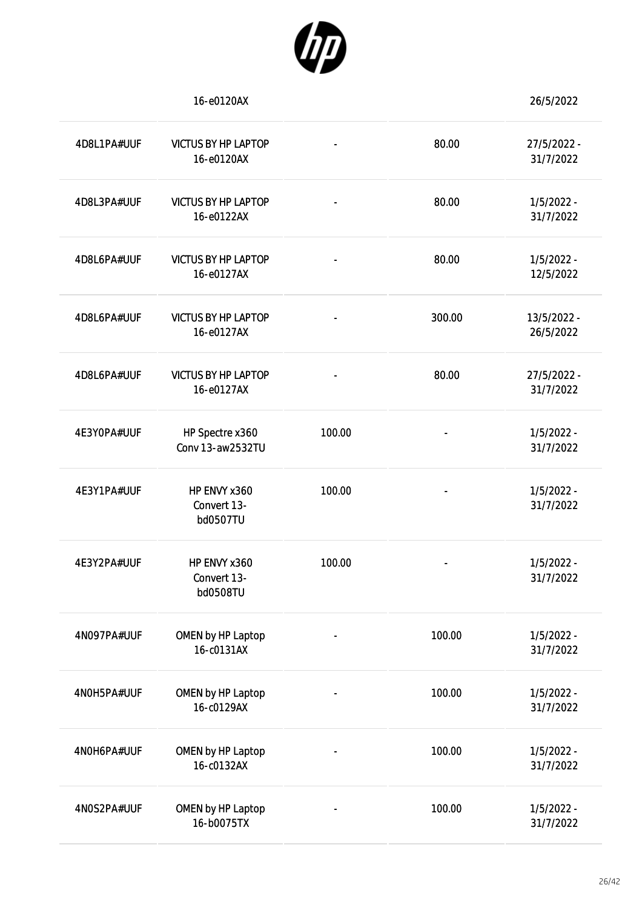|  | 16-e0120AX |  |  | 26/5/2022 |
| --- | --- | --- | --- | --- |
| 4D8L1PA#UUF | VICTUS BY HP LAPTOP 16-e0120AX | - | 80.00 | 27/5/2022 - 31/7/2022 |
| 4D8L3PA#UUF | VICTUS BY HP LAPTOP 16-e0122AX | - | 80.00 | 1/5/2022 - 31/7/2022 |
| 4D8L6PA#UUF | VICTUS BY HP LAPTOP 16-e0127AX | - | 80.00 | 1/5/2022 - 12/5/2022 |
| 4D8L6PA#UUF | VICTUS BY HP LAPTOP 16-e0127AX | - | 300.00 | 13/5/2022 - 26/5/2022 |
| 4D8L6PA#UUF | VICTUS BY HP LAPTOP 16-e0127AX | - | 80.00 | 27/5/2022 - 31/7/2022 |
| 4E3Y0PA#UUF | HP Spectre x360 Conv 13-aw2532TU | 100.00 | - | 1/5/2022 - 31/7/2022 |
| 4E3Y1PA#UUF | HP ENVY x360 Convert 13-bd0507TU | 100.00 | - | 1/5/2022 - 31/7/2022 |
| 4E3Y2PA#UUF | HP ENVY x360 Convert 13-bd0508TU | 100.00 | - | 1/5/2022 - 31/7/2022 |
| 4N097PA#UUF | OMEN by HP Laptop 16-c0131AX | - | 100.00 | 1/5/2022 - 31/7/2022 |
| 4N0H5PA#UUF | OMEN by HP Laptop 16-c0129AX | - | 100.00 | 1/5/2022 - 31/7/2022 |
| 4N0H6PA#UUF | OMEN by HP Laptop 16-c0132AX | - | 100.00 | 1/5/2022 - 31/7/2022 |
| 4N0S2PA#UUF | OMEN by HP Laptop 16-b0075TX | - | 100.00 | 1/5/2022 - 31/7/2022 |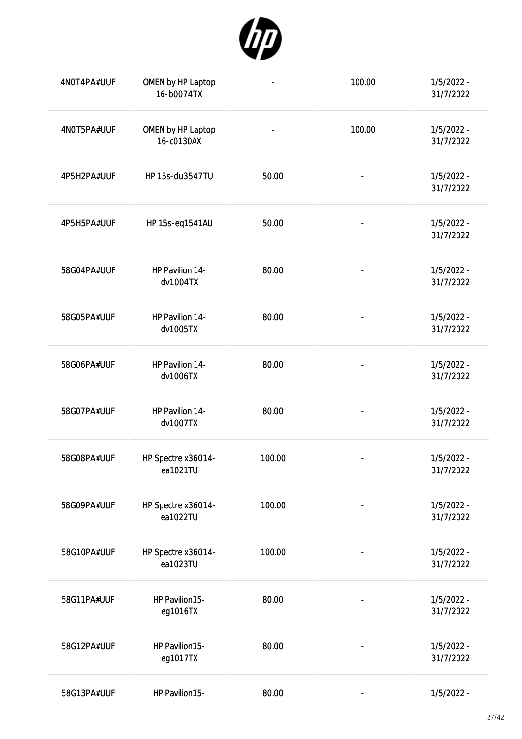| | | | | |
|---|---|---|---|---|
| 4N0T4PA#UUF | OMEN by HP Laptop 16-b0074TX | - | 100.00 | 1/5/2022 - 31/7/2022 |
| 4N0T5PA#UUF | OMEN by HP Laptop 16-c0130AX | - | 100.00 | 1/5/2022 - 31/7/2022 |
| 4P5H2PA#UUF | HP 15s-du3547TU | 50.00 | - | 1/5/2022 - 31/7/2022 |
| 4P5H5PA#UUF | HP 15s-eq1541AU | 50.00 | - | 1/5/2022 - 31/7/2022 |
| 58G04PA#UUF | HP Pavilion 14-dv1004TX | 80.00 | - | 1/5/2022 - 31/7/2022 |
| 58G05PA#UUF | HP Pavilion 14-dv1005TX | 80.00 | - | 1/5/2022 - 31/7/2022 |
| 58G06PA#UUF | HP Pavilion 14-dv1006TX | 80.00 | - | 1/5/2022 - 31/7/2022 |
| 58G07PA#UUF | HP Pavilion 14-dv1007TX | 80.00 | - | 1/5/2022 - 31/7/2022 |
| 58G08PA#UUF | HP Spectre x36014-ea1021TU | 100.00 | - | 1/5/2022 - 31/7/2022 |
| 58G09PA#UUF | HP Spectre x36014-ea1022TU | 100.00 | - | 1/5/2022 - 31/7/2022 |
| 58G10PA#UUF | HP Spectre x36014-ea1023TU | 100.00 | - | 1/5/2022 - 31/7/2022 |
| 58G11PA#UUF | HP Pavilion15-eg1016TX | 80.00 | - | 1/5/2022 - 31/7/2022 |
| 58G12PA#UUF | HP Pavilion15-eg1017TX | 80.00 | - | 1/5/2022 - 31/7/2022 |
| 58G13PA#UUF | HP Pavilion15- | 80.00 | - | 1/5/2022 - |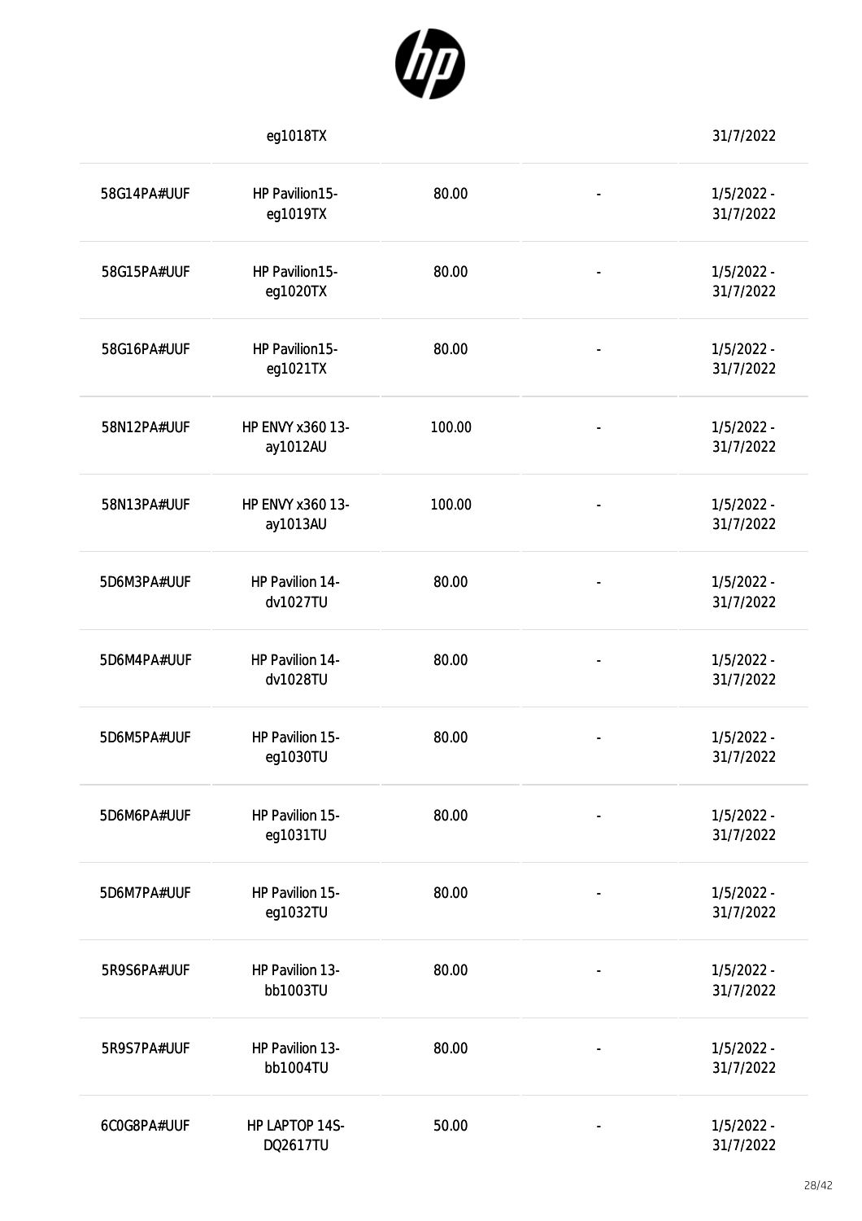| | | | | |
|---|---|---|---|---|
| | eg1018TX | | | 31/7/2022 |
| 58G14PA#UUF | HP Pavilion15-eg1019TX | 80.00 | - | 1/5/2022 - 31/7/2022 |
| 58G15PA#UUF | HP Pavilion15-eg1020TX | 80.00 | - | 1/5/2022 - 31/7/2022 |
| 58G16PA#UUF | HP Pavilion15-eg1021TX | 80.00 | - | 1/5/2022 - 31/7/2022 |
| 58N12PA#UUF | HP ENVY x360 13-ay1012AU | 100.00 | - | 1/5/2022 - 31/7/2022 |
| 58N13PA#UUF | HP ENVY x360 13-ay1013AU | 100.00 | - | 1/5/2022 - 31/7/2022 |
| 5D6M3PA#UUF | HP Pavilion 14-dv1027TU | 80.00 | - | 1/5/2022 - 31/7/2022 |
| 5D6M4PA#UUF | HP Pavilion 14-dv1028TU | 80.00 | - | 1/5/2022 - 31/7/2022 |
| 5D6M5PA#UUF | HP Pavilion 15-eg1030TU | 80.00 | - | 1/5/2022 - 31/7/2022 |
| 5D6M6PA#UUF | HP Pavilion 15-eg1031TU | 80.00 | - | 1/5/2022 - 31/7/2022 |
| 5D6M7PA#UUF | HP Pavilion 15-eg1032TU | 80.00 | - | 1/5/2022 - 31/7/2022 |
| 5R9S6PA#UUF | HP Pavilion 13-bb1003TU | 80.00 | - | 1/5/2022 - 31/7/2022 |
| 5R9S7PA#UUF | HP Pavilion 13-bb1004TU | 80.00 | - | 1/5/2022 - 31/7/2022 |
| 6C0G8PA#UUF | HP LAPTOP 14S-DQ2617TU | 50.00 | - | 1/5/2022 - 31/7/2022 |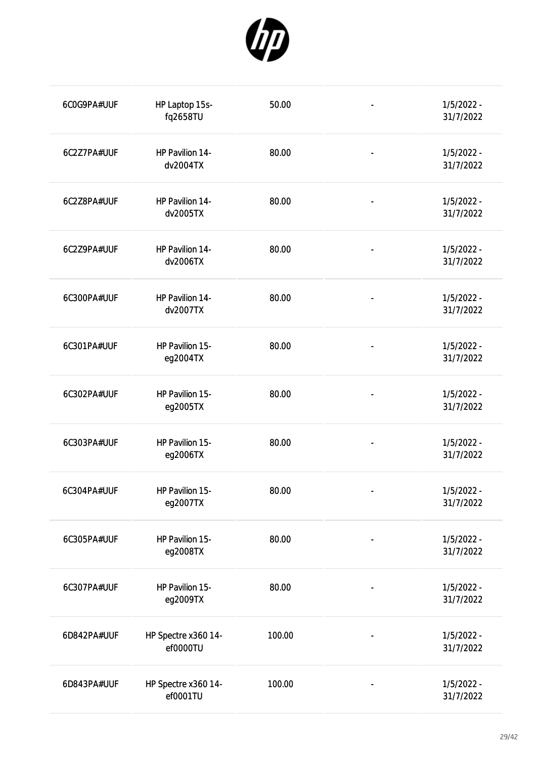| | | | | |
|---|---|---|---|---|
| 6C0G9PA#UUF | HP Laptop 15s-fq2658TU | 50.00 | - | 1/5/2022 - 31/7/2022 |
| 6C2Z7PA#UUF | HP Pavilion 14-dv2004TX | 80.00 | - | 1/5/2022 - 31/7/2022 |
| 6C2Z8PA#UUF | HP Pavilion 14-dv2005TX | 80.00 | - | 1/5/2022 - 31/7/2022 |
| 6C2Z9PA#UUF | HP Pavilion 14-dv2006TX | 80.00 | - | 1/5/2022 - 31/7/2022 |
| 6C300PA#UUF | HP Pavilion 14-dv2007TX | 80.00 | - | 1/5/2022 - 31/7/2022 |
| 6C301PA#UUF | HP Pavilion 15-eg2004TX | 80.00 | - | 1/5/2022 - 31/7/2022 |
| 6C302PA#UUF | HP Pavilion 15-eg2005TX | 80.00 | - | 1/5/2022 - 31/7/2022 |
| 6C303PA#UUF | HP Pavilion 15-eg2006TX | 80.00 | - | 1/5/2022 - 31/7/2022 |
| 6C304PA#UUF | HP Pavilion 15-eg2007TX | 80.00 | - | 1/5/2022 - 31/7/2022 |
| 6C305PA#UUF | HP Pavilion 15-eg2008TX | 80.00 | - | 1/5/2022 - 31/7/2022 |
| 6C307PA#UUF | HP Pavilion 15-eg2009TX | 80.00 | - | 1/5/2022 - 31/7/2022 |
| 6D842PA#UUF | HP Spectre x360 14-ef0000TU | 100.00 | - | 1/5/2022 - 31/7/2022 |
| 6D843PA#UUF | HP Spectre x360 14-ef0001TU | 100.00 | - | 1/5/2022 - 31/7/2022 |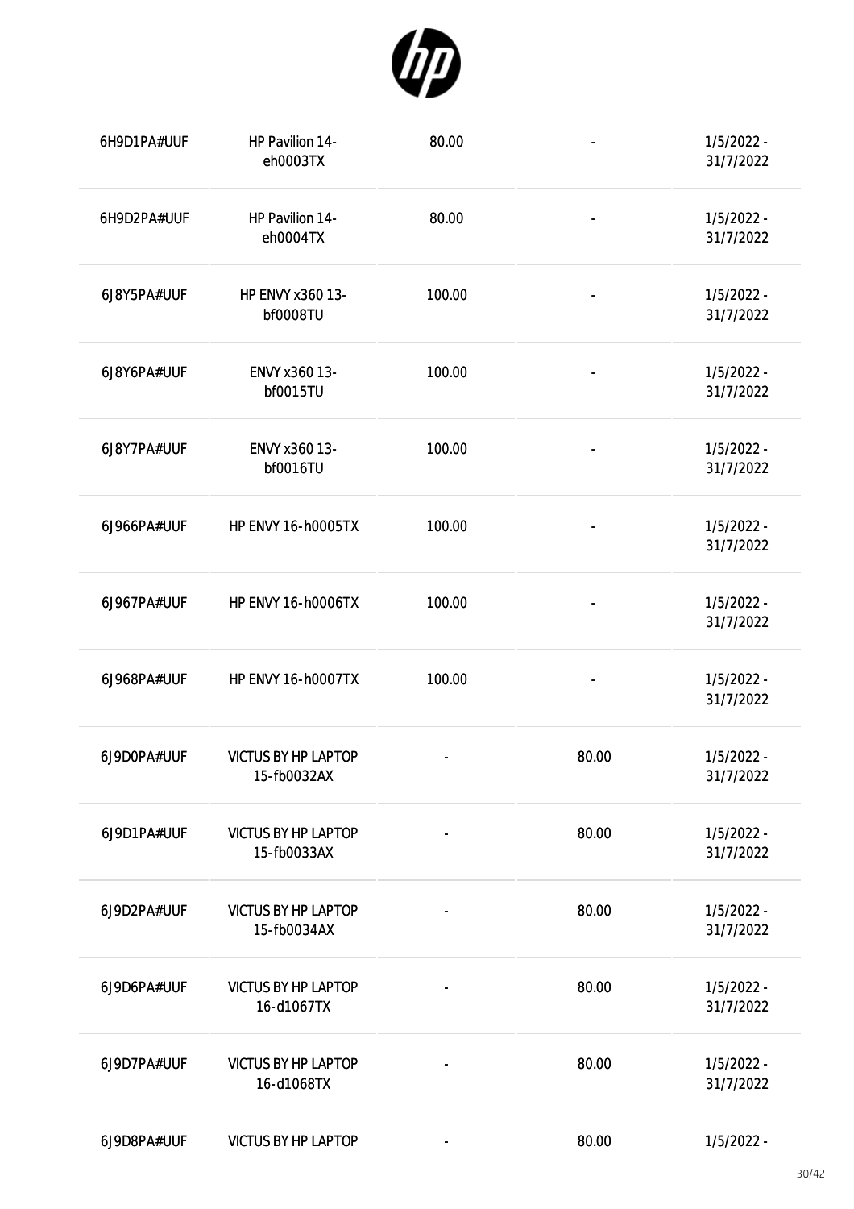| | | | | |
|---|---|---|---|---|
| 6H9D1PA#UUF | HP Pavilion 14-eh0003TX | 80.00 | - | 1/5/2022 - 31/7/2022 |
| 6H9D2PA#UUF | HP Pavilion 14-eh0004TX | 80.00 | - | 1/5/2022 - 31/7/2022 |
| 6J8Y5PA#UUF | HP ENVY x360 13-bf0008TU | 100.00 | - | 1/5/2022 - 31/7/2022 |
| 6J8Y6PA#UUF | ENVY x360 13-bf0015TU | 100.00 | - | 1/5/2022 - 31/7/2022 |
| 6J8Y7PA#UUF | ENVY x360 13-bf0016TU | 100.00 | - | 1/5/2022 - 31/7/2022 |
| 6J966PA#UUF | HP ENVY 16-h0005TX | 100.00 | - | 1/5/2022 - 31/7/2022 |
| 6J967PA#UUF | HP ENVY 16-h0006TX | 100.00 | - | 1/5/2022 - 31/7/2022 |
| 6J968PA#UUF | HP ENVY 16-h0007TX | 100.00 | - | 1/5/2022 - 31/7/2022 |
| 6J9D0PA#UUF | VICTUS BY HP LAPTOP 15-fb0032AX | - | 80.00 | 1/5/2022 - 31/7/2022 |
| 6J9D1PA#UUF | VICTUS BY HP LAPTOP 15-fb0033AX | - | 80.00 | 1/5/2022 - 31/7/2022 |
| 6J9D2PA#UUF | VICTUS BY HP LAPTOP 15-fb0034AX | - | 80.00 | 1/5/2022 - 31/7/2022 |
| 6J9D6PA#UUF | VICTUS BY HP LAPTOP 16-d1067TX | - | 80.00 | 1/5/2022 - 31/7/2022 |
| 6J9D7PA#UUF | VICTUS BY HP LAPTOP 16-d1068TX | - | 80.00 | 1/5/2022 - 31/7/2022 |
| 6J9D8PA#UUF | VICTUS BY HP LAPTOP | - | 80.00 | 1/5/2022 - |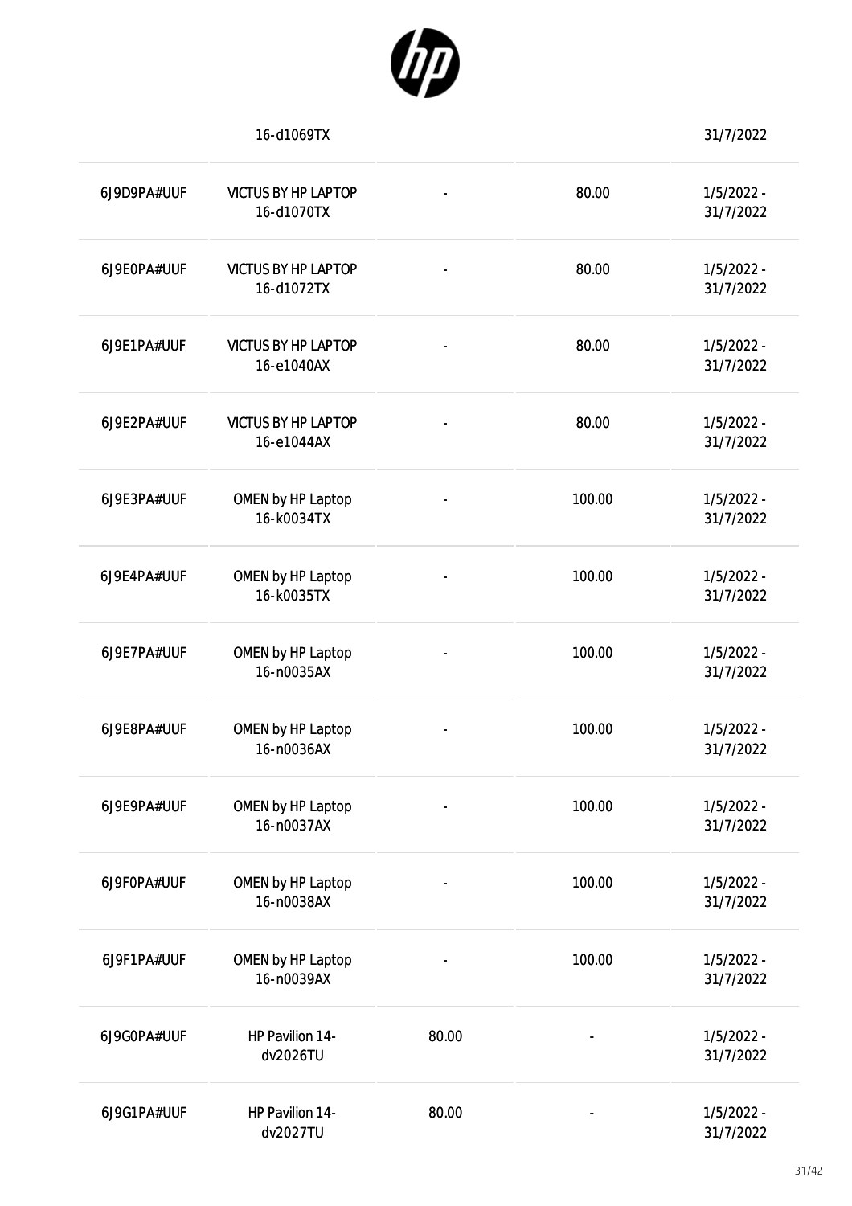| | | | | |
|---|---|---|---|---|
| | 16-d1069TX | | | 31/7/2022 |
| 6J9D9PA#UUF | VICTUS BY HP LAPTOP 16-d1070TX | - | 80.00 | 1/5/2022 - 31/7/2022 |
| 6J9E0PA#UUF | VICTUS BY HP LAPTOP 16-d1072TX | - | 80.00 | 1/5/2022 - 31/7/2022 |
| 6J9E1PA#UUF | VICTUS BY HP LAPTOP 16-e1040AX | - | 80.00 | 1/5/2022 - 31/7/2022 |
| 6J9E2PA#UUF | VICTUS BY HP LAPTOP 16-e1044AX | - | 80.00 | 1/5/2022 - 31/7/2022 |
| 6J9E3PA#UUF | OMEN by HP Laptop 16-k0034TX | - | 100.00 | 1/5/2022 - 31/7/2022 |
| 6J9E4PA#UUF | OMEN by HP Laptop 16-k0035TX | - | 100.00 | 1/5/2022 - 31/7/2022 |
| 6J9E7PA#UUF | OMEN by HP Laptop 16-n0035AX | - | 100.00 | 1/5/2022 - 31/7/2022 |
| 6J9E8PA#UUF | OMEN by HP Laptop 16-n0036AX | - | 100.00 | 1/5/2022 - 31/7/2022 |
| 6J9E9PA#UUF | OMEN by HP Laptop 16-n0037AX | - | 100.00 | 1/5/2022 - 31/7/2022 |
| 6J9F0PA#UUF | OMEN by HP Laptop 16-n0038AX | - | 100.00 | 1/5/2022 - 31/7/2022 |
| 6J9F1PA#UUF | OMEN by HP Laptop 16-n0039AX | - | 100.00 | 1/5/2022 - 31/7/2022 |
| 6J9G0PA#UUF | HP Pavilion 14-dv2026TU | 80.00 | - | 1/5/2022 - 31/7/2022 |
| 6J9G1PA#UUF | HP Pavilion 14-dv2027TU | 80.00 | - | 1/5/2022 - 31/7/2022 |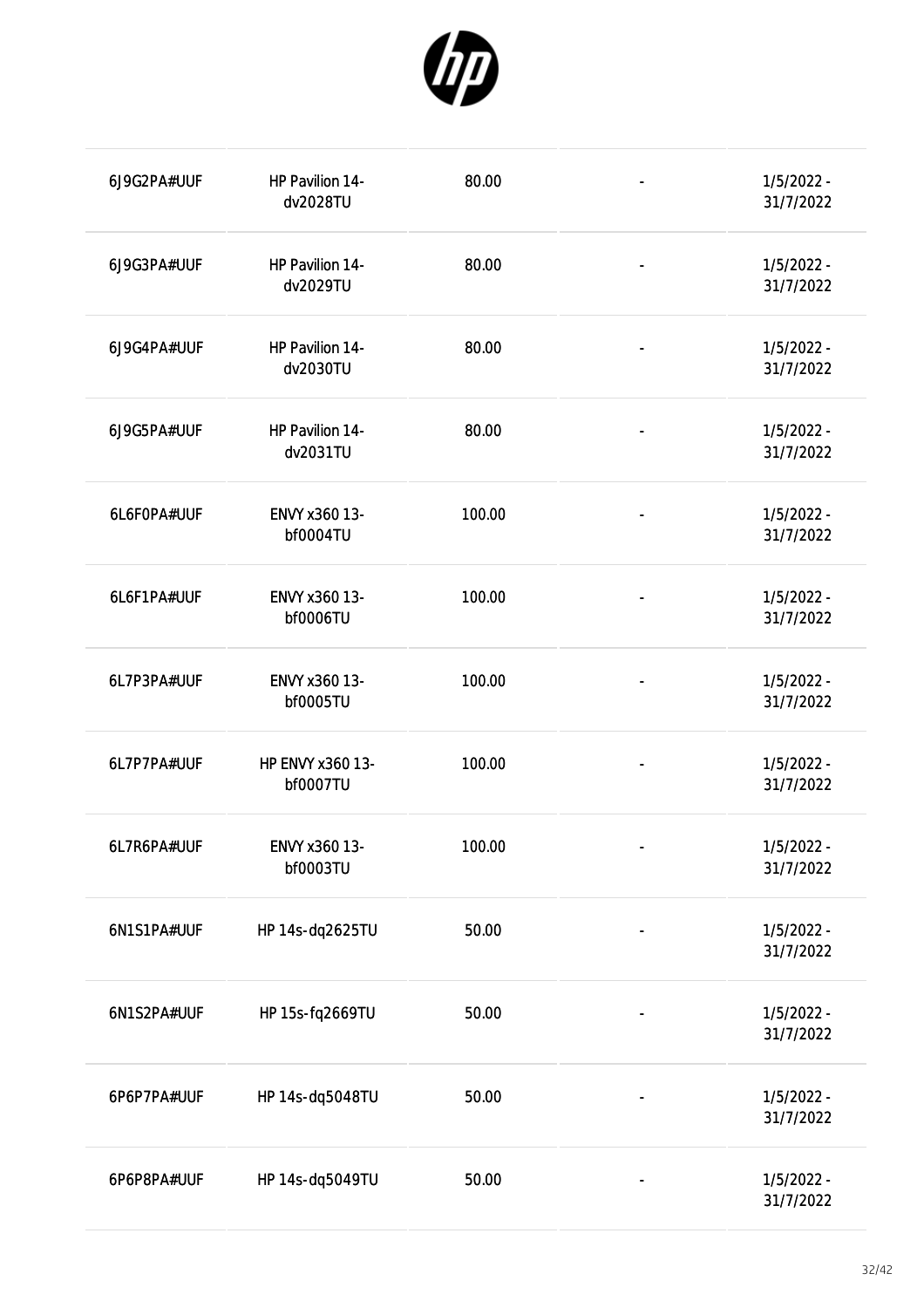| | | | | |
|---|---|---|---|---|
| 6J9G2PA#UUF | HP Pavilion 14-dv2028TU | 80.00 | - | 1/5/2022 - 31/7/2022 |
| 6J9G3PA#UUF | HP Pavilion 14-dv2029TU | 80.00 | - | 1/5/2022 - 31/7/2022 |
| 6J9G4PA#UUF | HP Pavilion 14-dv2030TU | 80.00 | - | 1/5/2022 - 31/7/2022 |
| 6J9G5PA#UUF | HP Pavilion 14-dv2031TU | 80.00 | - | 1/5/2022 - 31/7/2022 |
| 6L6F0PA#UUF | ENVY x360 13-bf0004TU | 100.00 | - | 1/5/2022 - 31/7/2022 |
| 6L6F1PA#UUF | ENVY x360 13-bf0006TU | 100.00 | - | 1/5/2022 - 31/7/2022 |
| 6L7P3PA#UUF | ENVY x360 13-bf0005TU | 100.00 | - | 1/5/2022 - 31/7/2022 |
| 6L7P7PA#UUF | HP ENVY x360 13-bf0007TU | 100.00 | - | 1/5/2022 - 31/7/2022 |
| 6L7R6PA#UUF | ENVY x360 13-bf0003TU | 100.00 | - | 1/5/2022 - 31/7/2022 |
| 6N1S1PA#UUF | HP 14s-dq2625TU | 50.00 | - | 1/5/2022 - 31/7/2022 |
| 6N1S2PA#UUF | HP 15s-fq2669TU | 50.00 | - | 1/5/2022 - 31/7/2022 |
| 6P6P7PA#UUF | HP 14s-dq5048TU | 50.00 | - | 1/5/2022 - 31/7/2022 |
| 6P6P8PA#UUF | HP 14s-dq5049TU | 50.00 | - | 1/5/2022 - 31/7/2022 |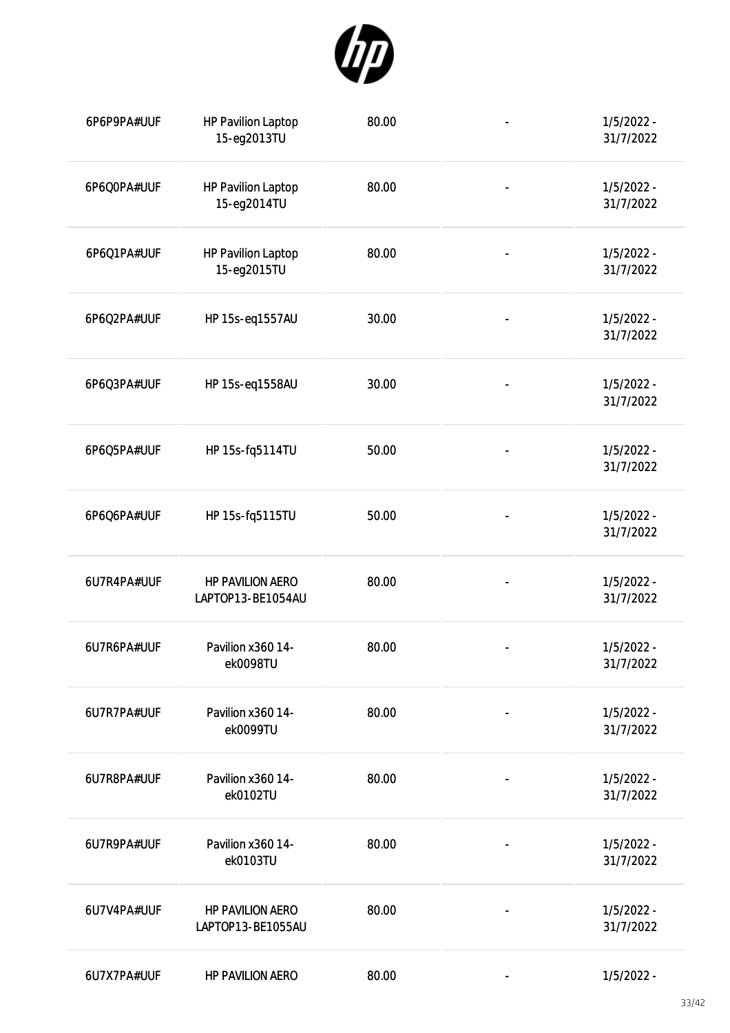| | | | | |
|---|---|---|---|---|
| 6P6P9PA#UUF | HP Pavilion Laptop 15-eg2013TU | 80.00 | - | 1/5/2022 - 31/7/2022 |
| 6P6Q0PA#UUF | HP Pavilion Laptop 15-eg2014TU | 80.00 | - | 1/5/2022 - 31/7/2022 |
| 6P6Q1PA#UUF | HP Pavilion Laptop 15-eg2015TU | 80.00 | - | 1/5/2022 - 31/7/2022 |
| 6P6Q2PA#UUF | HP 15s-eq1557AU | 30.00 | - | 1/5/2022 - 31/7/2022 |
| 6P6Q3PA#UUF | HP 15s-eq1558AU | 30.00 | - | 1/5/2022 - 31/7/2022 |
| 6P6Q5PA#UUF | HP 15s-fq5114TU | 50.00 | - | 1/5/2022 - 31/7/2022 |
| 6P6Q6PA#UUF | HP 15s-fq5115TU | 50.00 | - | 1/5/2022 - 31/7/2022 |
| 6U7R4PA#UUF | HP PAVILION AERO LAPTOP13-BE1054AU | 80.00 | - | 1/5/2022 - 31/7/2022 |
| 6U7R6PA#UUF | Pavilion x360 14-ek0098TU | 80.00 | - | 1/5/2022 - 31/7/2022 |
| 6U7R7PA#UUF | Pavilion x360 14-ek0099TU | 80.00 | - | 1/5/2022 - 31/7/2022 |
| 6U7R8PA#UUF | Pavilion x360 14-ek0102TU | 80.00 | - | 1/5/2022 - 31/7/2022 |
| 6U7R9PA#UUF | Pavilion x360 14-ek0103TU | 80.00 | - | 1/5/2022 - 31/7/2022 |
| 6U7V4PA#UUF | HP PAVILION AERO LAPTOP13-BE1055AU | 80.00 | - | 1/5/2022 - 31/7/2022 |
| 6U7X7PA#UUF | HP PAVILION AERO | 80.00 | - | 1/5/2022 - |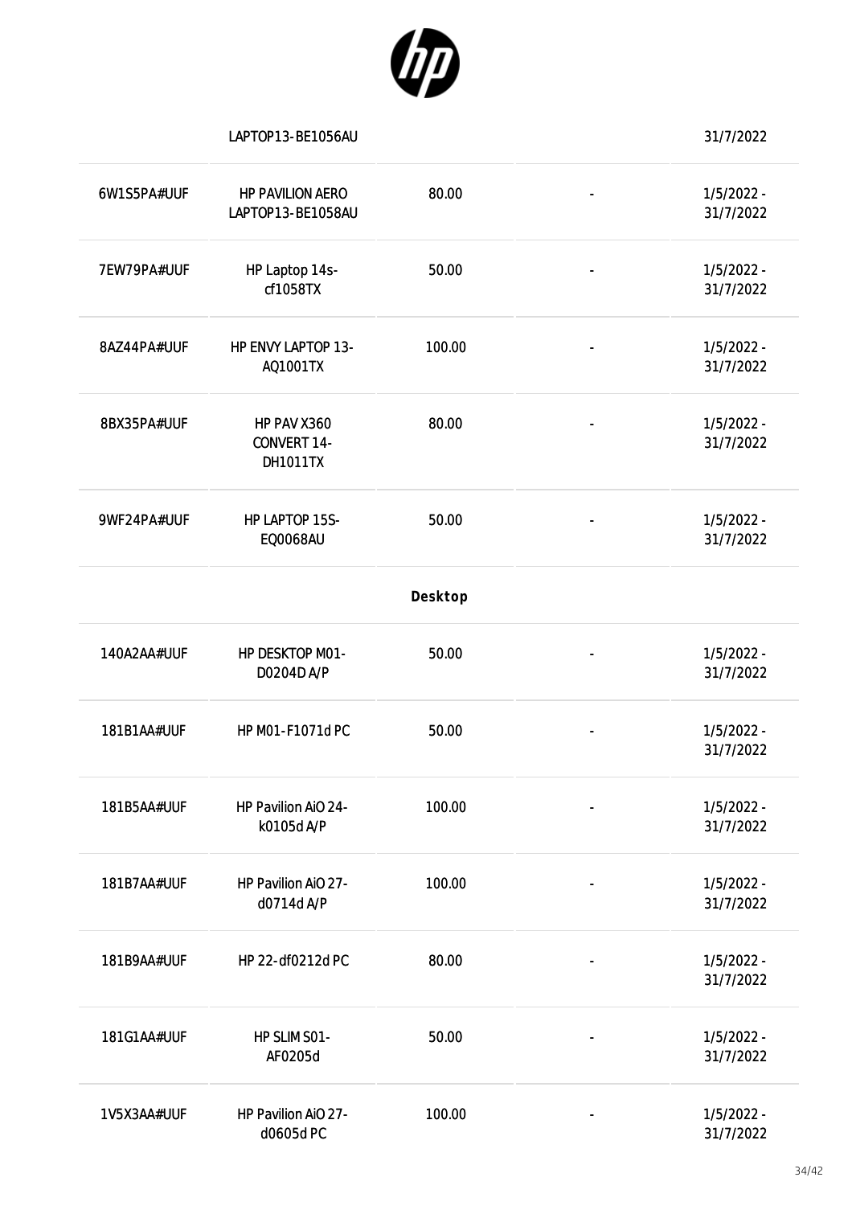| | | | | |
|---|---|---|---|---|
| | LAPTOP13-BE1056AU | | | 31/7/2022 |
| 6W1S5PA#UUF | HP PAVILION AERO LAPTOP13-BE1058AU | 80.00 | - | 1/5/2022 - 31/7/2022 |
| 7EW79PA#UUF | HP Laptop 14s-cf1058TX | 50.00 | - | 1/5/2022 - 31/7/2022 |
| 8AZ44PA#UUF | HP ENVY LAPTOP 13-AQ1001TX | 100.00 | - | 1/5/2022 - 31/7/2022 |
| 8BX35PA#UUF | HP PAV X360 CONVERT 14-DH1011TX | 80.00 | - | 1/5/2022 - 31/7/2022 |
| 9WF24PA#UUF | HP LAPTOP 15S-EQ0068AU | 50.00 | - | 1/5/2022 - 31/7/2022 |
| | | **Desktop** | | |
| 140A2AA#UUF | HP DESKTOP M01-D0204D A/P | 50.00 | - | 1/5/2022 - 31/7/2022 |
| 181B1AA#UUF | HP M01-F1071d PC | 50.00 | - | 1/5/2022 - 31/7/2022 |
| 181B5AA#UUF | HP Pavilion AiO 24-k0105d A/P | 100.00 | - | 1/5/2022 - 31/7/2022 |
| 181B7AA#UUF | HP Pavilion AiO 27-d0714d A/P | 100.00 | - | 1/5/2022 - 31/7/2022 |
| 181B9AA#UUF | HP 22-df0212d PC | 80.00 | - | 1/5/2022 - 31/7/2022 |
| 181G1AA#UUF | HP SLIM S01-AF0205d | 50.00 | - | 1/5/2022 - 31/7/2022 |
| 1V5X3AA#UUF | HP Pavilion AiO 27-d0605d PC | 100.00 | - | 1/5/2022 - 31/7/2022 |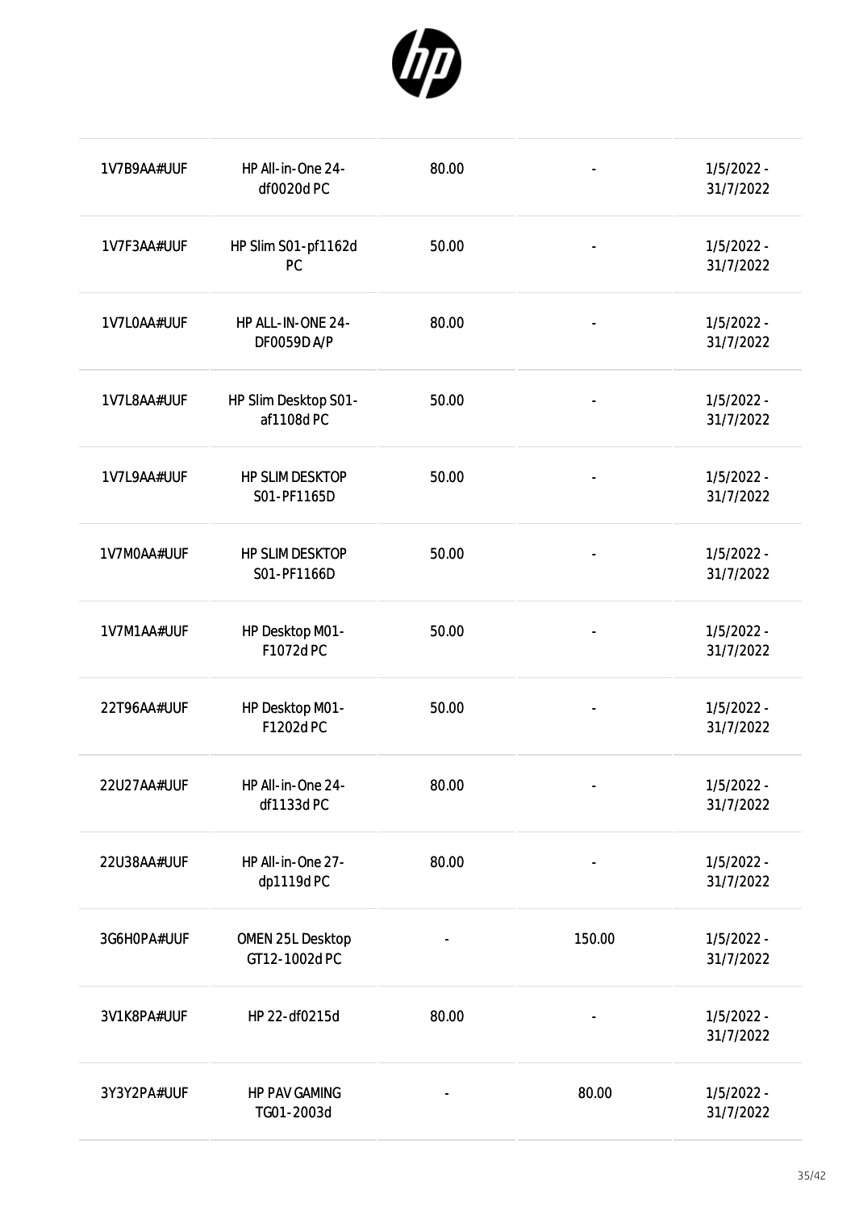| | | | | |
|---|---|---|---|---|
| 1V7B9AA#UUF | HP All-in-One 24-df0020d PC | 80.00 | - | 1/5/2022 - 31/7/2022 |
| 1V7F3AA#UUF | HP Slim S01-pf1162d PC | 50.00 | - | 1/5/2022 - 31/7/2022 |
| 1V7L0AA#UUF | HP ALL-IN-ONE 24-DF0059D A/P | 80.00 | - | 1/5/2022 - 31/7/2022 |
| 1V7L8AA#UUF | HP Slim Desktop S01-af1108d PC | 50.00 | - | 1/5/2022 - 31/7/2022 |
| 1V7L9AA#UUF | HP SLIM DESKTOP S01-PF1165D | 50.00 | - | 1/5/2022 - 31/7/2022 |
| 1V7M0AA#UUF | HP SLIM DESKTOP S01-PF1166D | 50.00 | - | 1/5/2022 - 31/7/2022 |
| 1V7M1AA#UUF | HP Desktop M01-F1072d PC | 50.00 | - | 1/5/2022 - 31/7/2022 |
| 22T96AA#UUF | HP Desktop M01-F1202d PC | 50.00 | - | 1/5/2022 - 31/7/2022 |
| 22U27AA#UUF | HP All-in-One 24-df1133d PC | 80.00 | - | 1/5/2022 - 31/7/2022 |
| 22U38AA#UUF | HP All-in-One 27-dp1119d PC | 80.00 | - | 1/5/2022 - 31/7/2022 |
| 3G6H0PA#UUF | OMEN 25L Desktop GT12-1002d PC | - | 150.00 | 1/5/2022 - 31/7/2022 |
| 3V1K8PA#UUF | HP 22-df0215d | 80.00 | - | 1/5/2022 - 31/7/2022 |
| 3Y3Y2PA#UUF | HP PAV GAMING TG01-2003d | - | 80.00 | 1/5/2022 - 31/7/2022 |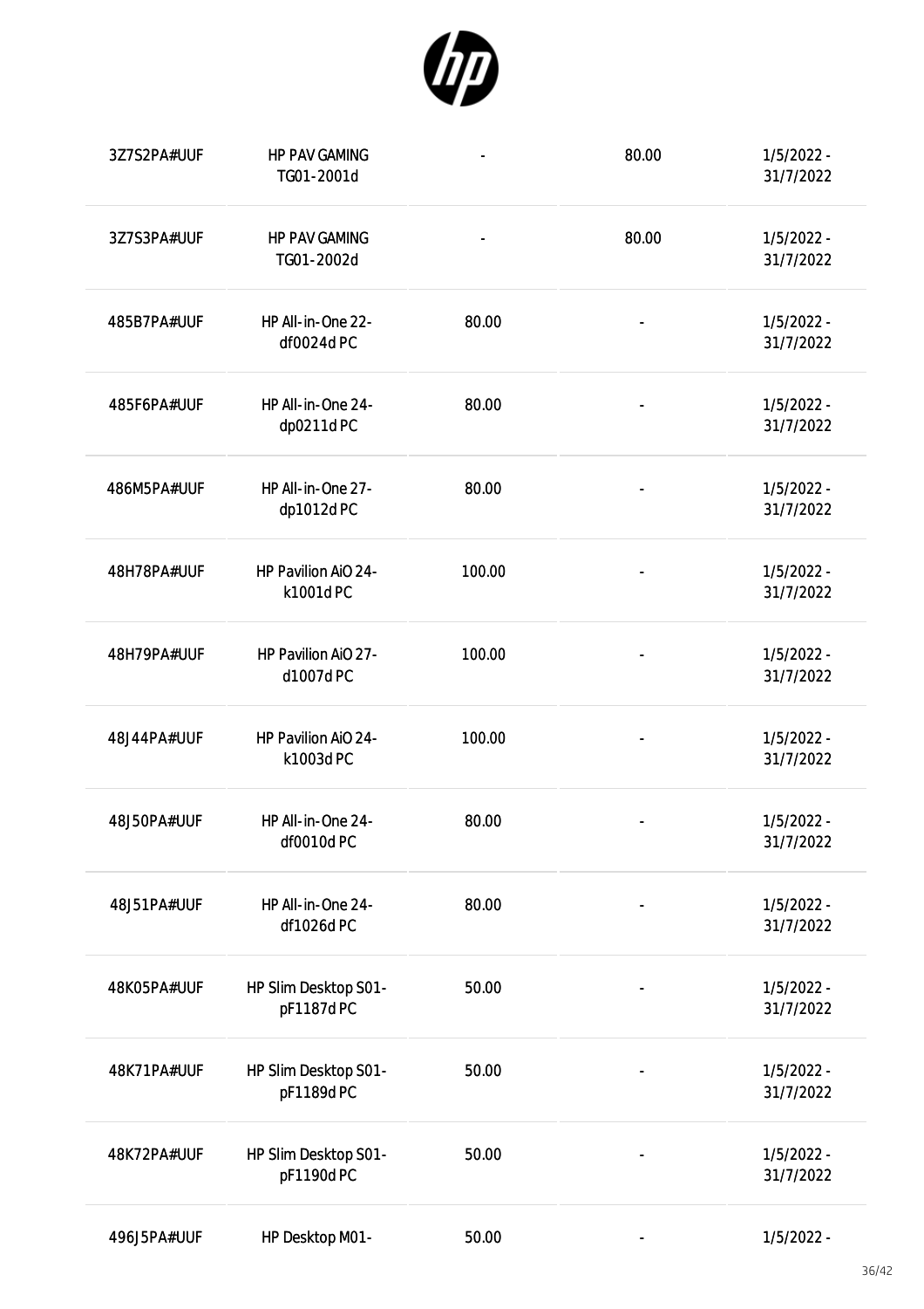| | | | | |
|---|---|---|---|---|
| 3Z7S2PA#UUF | HP PAV GAMING TG01-2001d | - | 80.00 | 1/5/2022 - 31/7/2022 |
| 3Z7S3PA#UUF | HP PAV GAMING TG01-2002d | - | 80.00 | 1/5/2022 - 31/7/2022 |
| 485B7PA#UUF | HP All-in-One 22-df0024d PC | 80.00 | - | 1/5/2022 - 31/7/2022 |
| 485F6PA#UUF | HP All-in-One 24-dp0211d PC | 80.00 | - | 1/5/2022 - 31/7/2022 |
| 486M5PA#UUF | HP All-in-One 27-dp1012d PC | 80.00 | - | 1/5/2022 - 31/7/2022 |
| 48H78PA#UUF | HP Pavilion AiO 24-k1001d PC | 100.00 | - | 1/5/2022 - 31/7/2022 |
| 48H79PA#UUF | HP Pavilion AiO 27-d1007d PC | 100.00 | - | 1/5/2022 - 31/7/2022 |
| 48J44PA#UUF | HP Pavilion AiO 24-k1003d PC | 100.00 | - | 1/5/2022 - 31/7/2022 |
| 48J50PA#UUF | HP All-in-One 24-df0010d PC | 80.00 | - | 1/5/2022 - 31/7/2022 |
| 48J51PA#UUF | HP All-in-One 24-df1026d PC | 80.00 | - | 1/5/2022 - 31/7/2022 |
| 48K05PA#UUF | HP Slim Desktop S01-pF1187d PC | 50.00 | - | 1/5/2022 - 31/7/2022 |
| 48K71PA#UUF | HP Slim Desktop S01-pF1189d PC | 50.00 | - | 1/5/2022 - 31/7/2022 |
| 48K72PA#UUF | HP Slim Desktop S01-pF1190d PC | 50.00 | - | 1/5/2022 - 31/7/2022 |
| 496J5PA#UUF | HP Desktop M01- | 50.00 | - | 1/5/2022 - |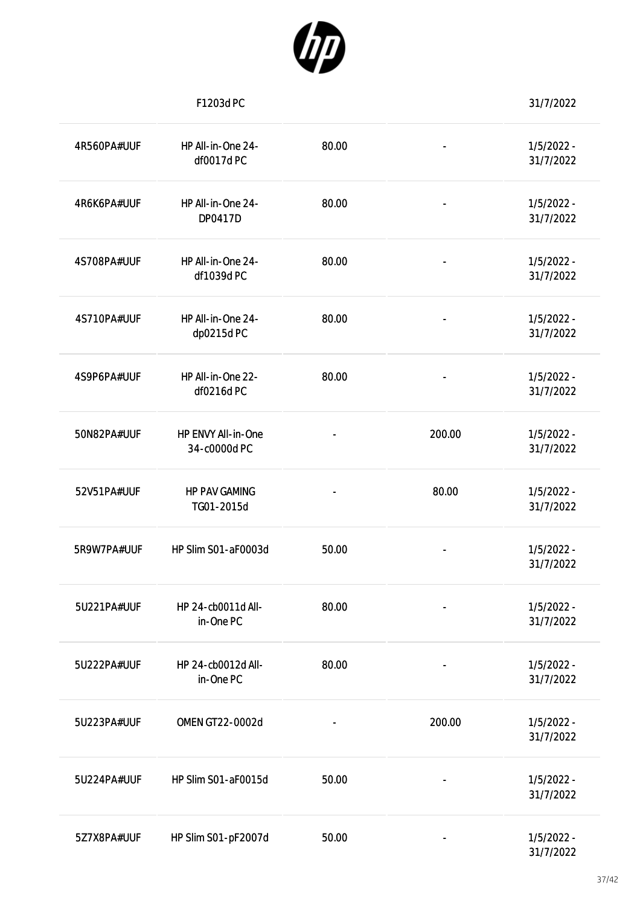| | | | | |
|---|---|---|---|---|
| | F1203d PC | | | 31/7/2022 |
| 4R560PA#UUF | HP All-in-One 24-df0017d PC | 80.00 | - | 1/5/2022 - 31/7/2022 |
| 4R6K6PA#UUF | HP All-in-One 24-DP0417D | 80.00 | - | 1/5/2022 - 31/7/2022 |
| 4S708PA#UUF | HP All-in-One 24-df1039d PC | 80.00 | - | 1/5/2022 - 31/7/2022 |
| 4S710PA#UUF | HP All-in-One 24-dp0215d PC | 80.00 | - | 1/5/2022 - 31/7/2022 |
| 4S9P6PA#UUF | HP All-in-One 22-df0216d PC | 80.00 | - | 1/5/2022 - 31/7/2022 |
| 50N82PA#UUF | HP ENVY All-in-One 34-c0000d PC | - | 200.00 | 1/5/2022 - 31/7/2022 |
| 52V51PA#UUF | HP PAV GAMING TG01-2015d | - | 80.00 | 1/5/2022 - 31/7/2022 |
| 5R9W7PA#UUF | HP Slim S01-aF0003d | 50.00 | - | 1/5/2022 - 31/7/2022 |
| 5U221PA#UUF | HP 24-cb0011d All-in-One PC | 80.00 | - | 1/5/2022 - 31/7/2022 |
| 5U222PA#UUF | HP 24-cb0012d All-in-One PC | 80.00 | - | 1/5/2022 - 31/7/2022 |
| 5U223PA#UUF | OMEN GT22-0002d | - | 200.00 | 1/5/2022 - 31/7/2022 |
| 5U224PA#UUF | HP Slim S01-aF0015d | 50.00 | - | 1/5/2022 - 31/7/2022 |
| 5Z7X8PA#UUF | HP Slim S01-pF2007d | 50.00 | - | 1/5/2022 - 31/7/2022 |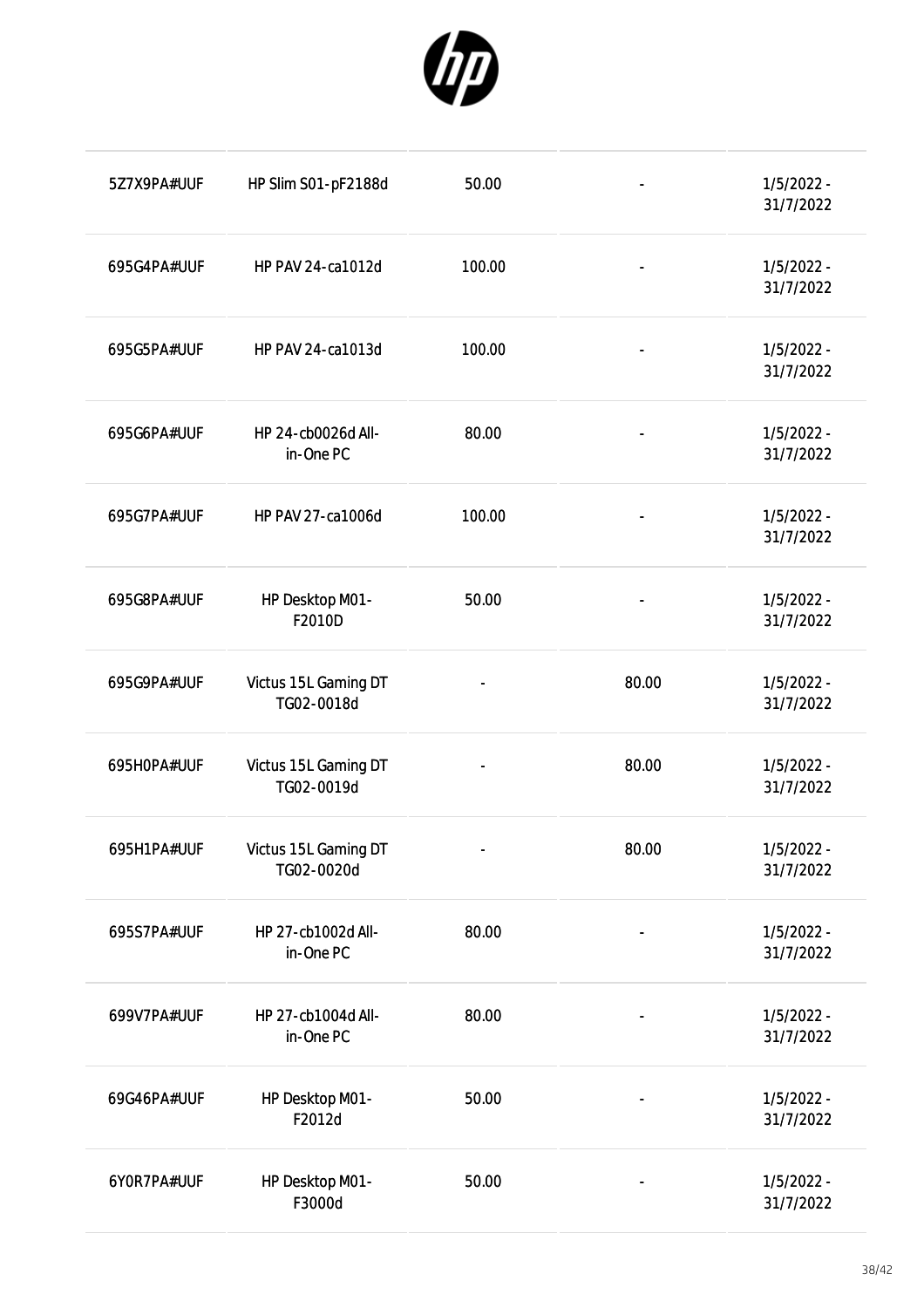| | | | | |
|---|---|---|---|---|
| 5Z7X9PA#UUF | HP Slim S01-pF2188d | 50.00 | - | 1/5/2022 - 31/7/2022 |
| 695G4PA#UUF | HP PAV 24-ca1012d | 100.00 | - | 1/5/2022 - 31/7/2022 |
| 695G5PA#UUF | HP PAV 24-ca1013d | 100.00 | - | 1/5/2022 - 31/7/2022 |
| 695G6PA#UUF | HP 24-cb0026d All-in-One PC | 80.00 | - | 1/5/2022 - 31/7/2022 |
| 695G7PA#UUF | HP PAV 27-ca1006d | 100.00 | - | 1/5/2022 - 31/7/2022 |
| 695G8PA#UUF | HP Desktop M01-F2010D | 50.00 | - | 1/5/2022 - 31/7/2022 |
| 695G9PA#UUF | Victus 15L Gaming DT TG02-0018d | - | 80.00 | 1/5/2022 - 31/7/2022 |
| 695H0PA#UUF | Victus 15L Gaming DT TG02-0019d | - | 80.00 | 1/5/2022 - 31/7/2022 |
| 695H1PA#UUF | Victus 15L Gaming DT TG02-0020d | - | 80.00 | 1/5/2022 - 31/7/2022 |
| 695S7PA#UUF | HP 27-cb1002d All-in-One PC | 80.00 | - | 1/5/2022 - 31/7/2022 |
| 699V7PA#UUF | HP 27-cb1004d All-in-One PC | 80.00 | - | 1/5/2022 - 31/7/2022 |
| 69G46PA#UUF | HP Desktop M01-F2012d | 50.00 | - | 1/5/2022 - 31/7/2022 |
| 6Y0R7PA#UUF | HP Desktop M01-F3000d | 50.00 | - | 1/5/2022 - 31/7/2022 |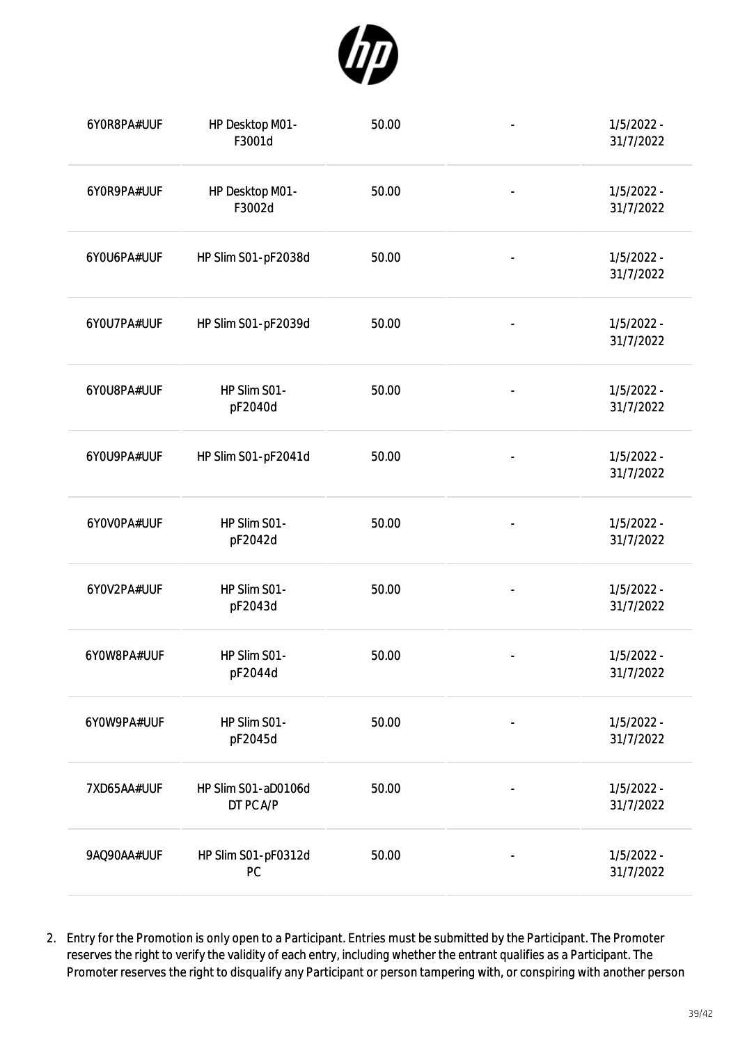| | | | | |
|---|---|---|---|---|
| 6Y0R8PA#UUF | HP Desktop M01-F3001d | 50.00 | - | 1/5/2022 - 31/7/2022 |
| 6Y0R9PA#UUF | HP Desktop M01-F3002d | 50.00 | - | 1/5/2022 - 31/7/2022 |
| 6Y0U6PA#UUF | HP Slim S01-pF2038d | 50.00 | - | 1/5/2022 - 31/7/2022 |
| 6Y0U7PA#UUF | HP Slim S01-pF2039d | 50.00 | - | 1/5/2022 - 31/7/2022 |
| 6Y0U8PA#UUF | HP Slim S01-pF2040d | 50.00 | - | 1/5/2022 - 31/7/2022 |
| 6Y0U9PA#UUF | HP Slim S01-pF2041d | 50.00 | - | 1/5/2022 - 31/7/2022 |
| 6Y0V0PA#UUF | HP Slim S01-pF2042d | 50.00 | - | 1/5/2022 - 31/7/2022 |
| 6Y0V2PA#UUF | HP Slim S01-pF2043d | 50.00 | - | 1/5/2022 - 31/7/2022 |
| 6Y0W8PA#UUF | HP Slim S01-pF2044d | 50.00 | - | 1/5/2022 - 31/7/2022 |
| 6Y0W9PA#UUF | HP Slim S01-pF2045d | 50.00 | - | 1/5/2022 - 31/7/2022 |
| 7XD65AA#UUF | HP Slim S01-aD0106d DT PC A/P | 50.00 | - | 1/5/2022 - 31/7/2022 |
| 9AQ90AA#UUF | HP Slim S01-pF0312d PC | 50.00 | - | 1/5/2022 - 31/7/2022 |

2. Entry for the Promotion is only open to a Participant. Entries must be submitted by the Participant. The Promoter reserves the right to verify the validity of each entry, including whether the entrant qualifies as a Participant. The Promoter reserves the right to disqualify any Participant or person tampering with, or conspiring with another person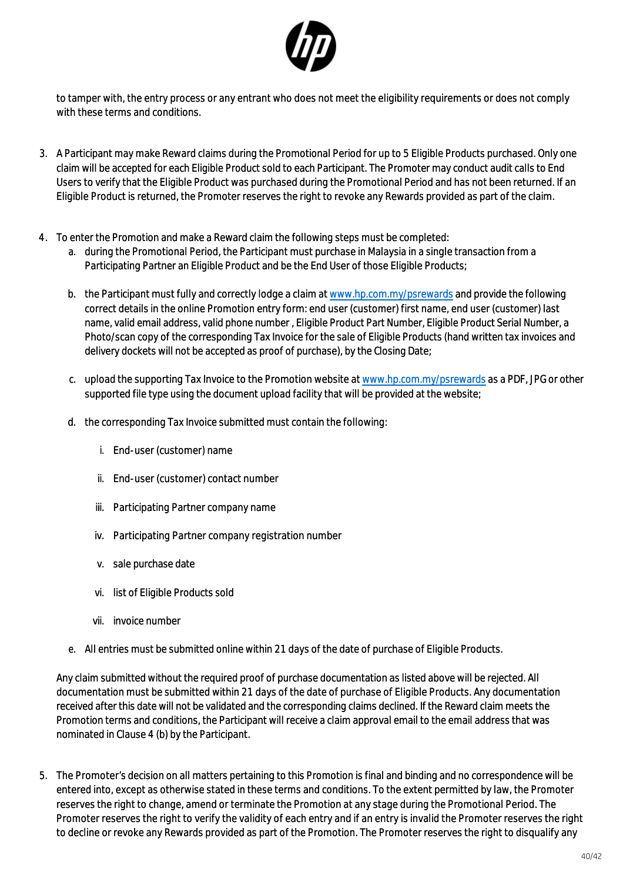to tamper with, the entry process or any entrant who does not meet the eligibility requirements or does not comply with these terms and conditions.

3. A Participant may make Reward claims during the Promotional Period for up to 5 Eligible Products purchased. Only one claim will be accepted for each Eligible Product sold to each Participant. The Promoter may conduct audit calls to End Users to verify that the Eligible Product was purchased during the Promotional Period and has not been returned. If an Eligible Product is returned, the Promoter reserves the right to revoke any Rewards provided as part of the claim.

4. To enter the Promotion and make a Reward claim the following steps must be completed:
   a. during the Promotional Period, the Participant must purchase in Malaysia in a single transaction from a Participating Partner an Eligible Product and be the End User of those Eligible Products;

   b. the Participant must fully and correctly lodge a claim at [www.hp.com.my/psrewards](www.hp.com.my/psrewards) and provide the following correct details in the online Promotion entry form: end user (customer) first name, end user (customer) last name, valid email address, valid phone number , Eligible Product Part Number, Eligible Product Serial Number, a Photo/scan copy of the corresponding Tax Invoice for the sale of Eligible Products (hand written tax invoices and delivery dockets will not be accepted as proof of purchase), by the Closing Date;

   c. upload the supporting Tax Invoice to the Promotion website at [www.hp.com.my/psrewards](www.hp.com.my/psrewards) as a PDF, JPG or other supported file type using the document upload facility that will be provided at the website;

   d. the corresponding Tax Invoice submitted must contain the following:

      i. End-user (customer) name

      ii. End-user (customer) contact number

      iii. Participating Partner company name

      iv. Participating Partner company registration number

      v. sale purchase date

      vi. list of Eligible Products sold

      vii. invoice number

   e. All entries must be submitted online within 21 days of the date of purchase of Eligible Products.

   Any claim submitted without the required proof of purchase documentation as listed above will be rejected. All documentation must be submitted within 21 days of the date of purchase of Eligible Products. Any documentation received after this date will not be validated and the corresponding claims declined. If the Reward claim meets the Promotion terms and conditions, the Participant will receive a claim approval email to the email address that was nominated in Clause 4 (b) by the Participant.

5. The Promoter's decision on all matters pertaining to this Promotion is final and binding and no correspondence will be entered into, except as otherwise stated in these terms and conditions. To the extent permitted by law, the Promoter reserves the right to change, amend or terminate the Promotion at any stage during the Promotional Period. The Promoter reserves the right to verify the validity of each entry and if an entry is invalid the Promoter reserves the right to decline or revoke any Rewards provided as part of the Promotion. The Promoter reserves the right to disqualify any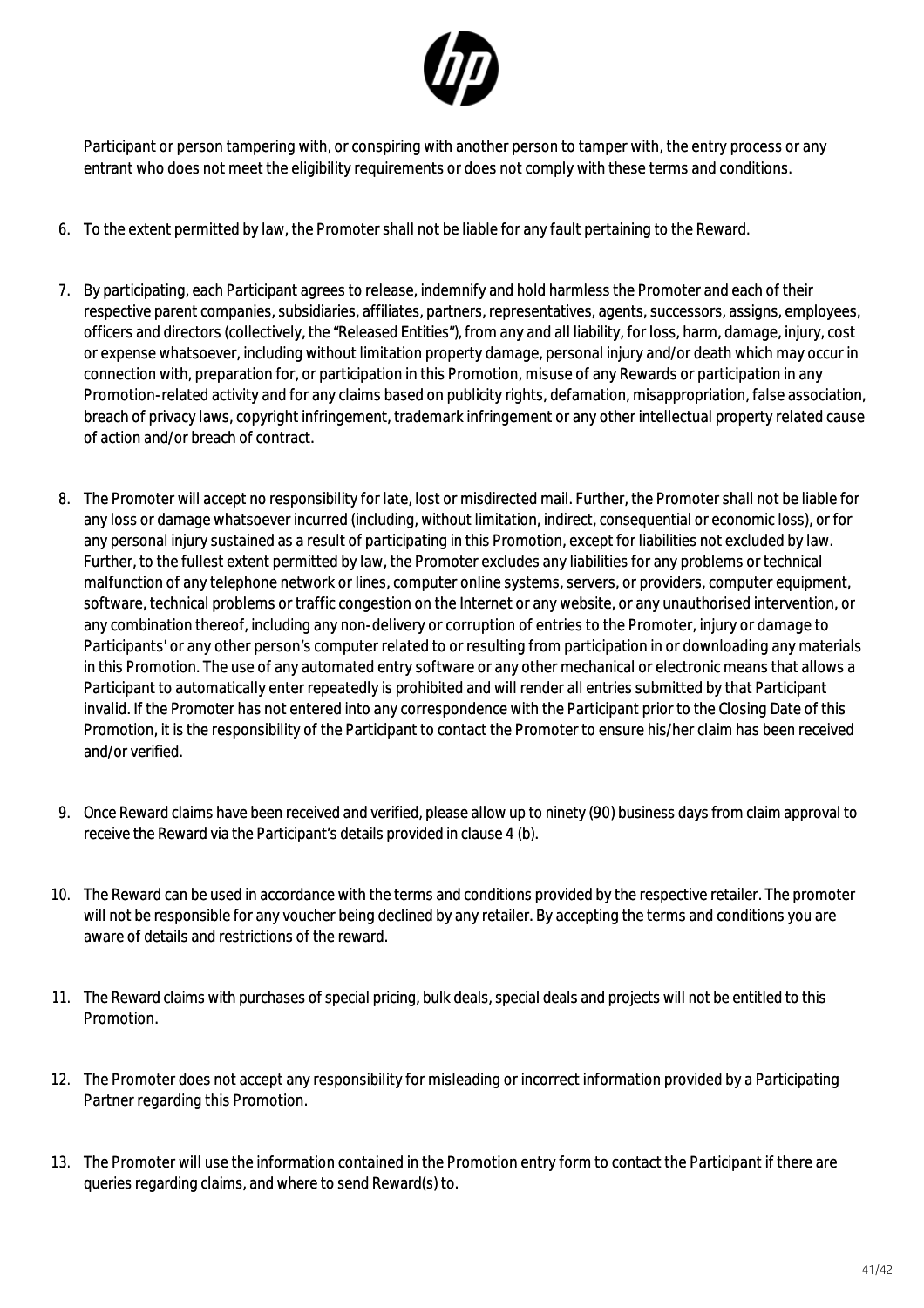Participant or person tampering with, or conspiring with another person to tamper with, the entry process or any entrant who does not meet the eligibility requirements or does not comply with these terms and conditions.

6. To the extent permitted by law, the Promoter shall not be liable for any fault pertaining to the Reward.

7. By participating, each Participant agrees to release, indemnify and hold harmless the Promoter and each of their respective parent companies, subsidiaries, affiliates, partners, representatives, agents, successors, assigns, employees, officers and directors (collectively, the "Released Entities"), from any and all liability, for loss, harm, damage, injury, cost or expense whatsoever, including without limitation property damage, personal injury and/or death which may occur in connection with, preparation for, or participation in this Promotion, misuse of any Rewards or participation in any Promotion-related activity and for any claims based on publicity rights, defamation, misappropriation, false association, breach of privacy laws, copyright infringement, trademark infringement or any other intellectual property related cause of action and/or breach of contract.

8. The Promoter will accept no responsibility for late, lost or misdirected mail. Further, the Promoter shall not be liable for any loss or damage whatsoever incurred (including, without limitation, indirect, consequential or economic loss), or for any personal injury sustained as a result of participating in this Promotion, except for liabilities not excluded by law. Further, to the fullest extent permitted by law, the Promoter excludes any liabilities for any problems or technical malfunction of any telephone network or lines, computer online systems, servers, or providers, computer equipment, software, technical problems or traffic congestion on the Internet or any website, or any unauthorised intervention, or any combination thereof, including any non-delivery or corruption of entries to the Promoter, injury or damage to Participants' or any other person's computer related to or resulting from participation in or downloading any materials in this Promotion. The use of any automated entry software or any other mechanical or electronic means that allows a Participant to automatically enter repeatedly is prohibited and will render all entries submitted by that Participant invalid. If the Promoter has not entered into any correspondence with the Participant prior to the Closing Date of this Promotion, it is the responsibility of the Participant to contact the Promoter to ensure his/her claim has been received and/or verified.

9. Once Reward claims have been received and verified, please allow up to ninety (90) business days from claim approval to receive the Reward via the Participant's details provided in clause 4 (b).

10. The Reward can be used in accordance with the terms and conditions provided by the respective retailer. The promoter will not be responsible for any voucher being declined by any retailer. By accepting the terms and conditions you are aware of details and restrictions of the reward.

11. The Reward claims with purchases of special pricing, bulk deals, special deals and projects will not be entitled to this Promotion.

12. The Promoter does not accept any responsibility for misleading or incorrect information provided by a Participating Partner regarding this Promotion.

13. The Promoter will use the information contained in the Promotion entry form to contact the Participant if there are queries regarding claims, and where to send Reward(s) to.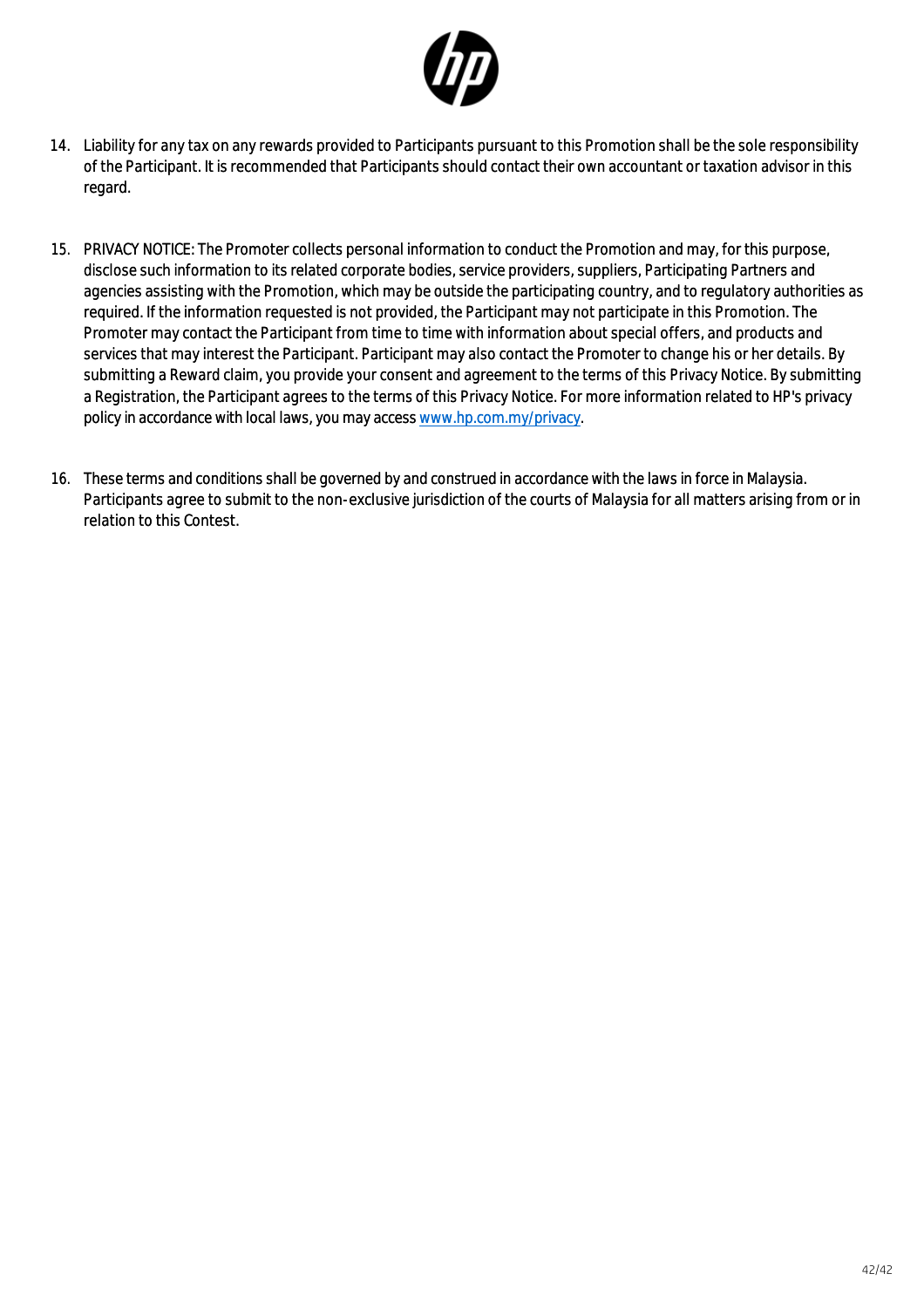14. Liability for any tax on any rewards provided to Participants pursuant to this Promotion shall be the sole responsibility of the Participant. It is recommended that Participants should contact their own accountant or taxation advisor in this regard.

15. PRIVACY NOTICE: The Promoter collects personal information to conduct the Promotion and may, for this purpose, disclose such information to its related corporate bodies, service providers, suppliers, Participating Partners and agencies assisting with the Promotion, which may be outside the participating country, and to regulatory authorities as required. If the information requested is not provided, the Participant may not participate in this Promotion. The Promoter may contact the Participant from time to time with information about special offers, and products and services that may interest the Participant. Participant may also contact the Promoter to change his or her details. By submitting a Reward claim, you provide your consent and agreement to the terms of this Privacy Notice. By submitting a Registration, the Participant agrees to the terms of this Privacy Notice. For more information related to HP's privacy policy in accordance with local laws, you may access [www.hp.com.my/privacy](www.hp.com.my/privacy).

16. These terms and conditions shall be governed by and construed in accordance with the laws in force in Malaysia. Participants agree to submit to the non-exclusive jurisdiction of the courts of Malaysia for all matters arising from or in relation to this Contest.